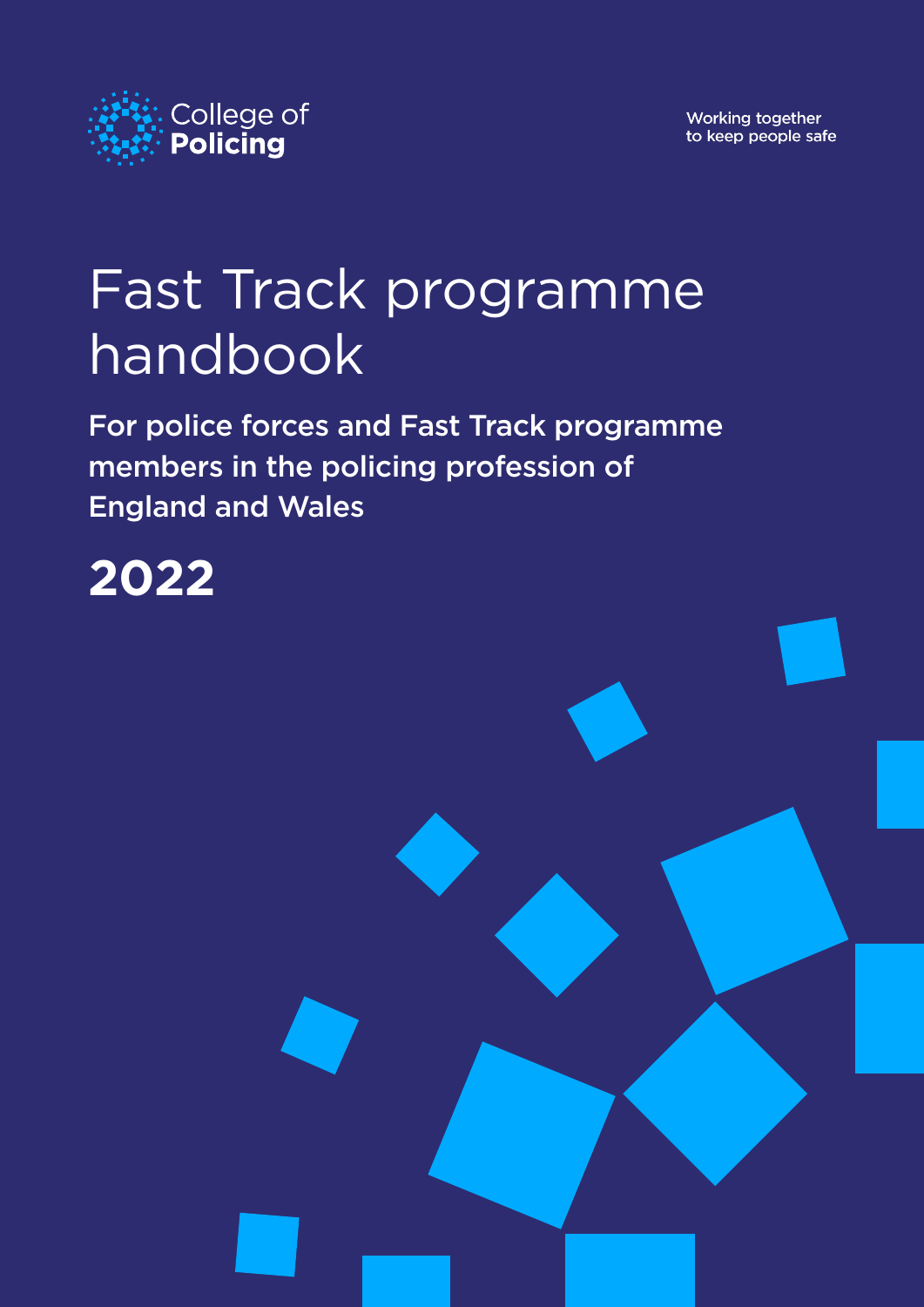College of **Policing**

Working together to keep people safe

# Fast Track programme handbook

**For police forces and Fast Track programme members in the policing profession of England and Wales**

**2022**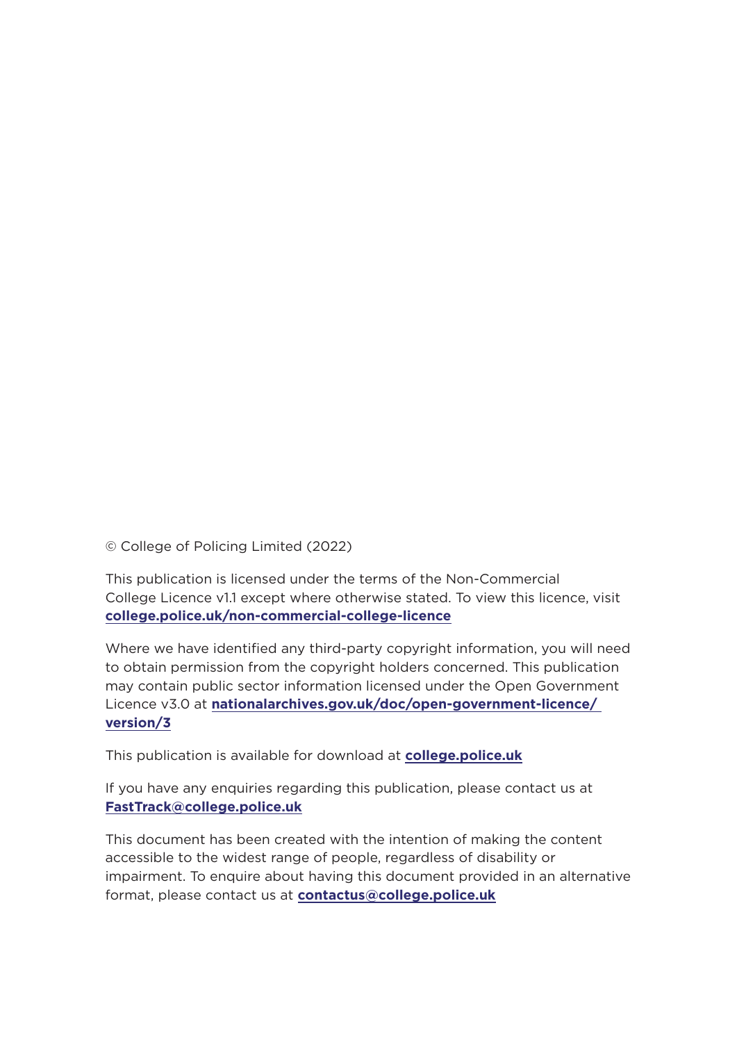© College of Policing Limited (2022)

This publication is licensed under the terms of the Non-Commercial College Licence v1.1 except where otherwise stated. To view this licence, visit **college.police.uk/non-commercial-college-licence**

Where we have identified any third-party copyright information, you will need to obtain permission from the copyright holders concerned. This publication may contain public sector information licensed under the Open Government Licence v3.0 at **nationalarchives.gov.uk/doc/open-government-licence/version/3**

This publication is available for download at **college.police.uk**

If you have any enquiries regarding this publication, please contact us at **FastTrack@college.police.uk**

This document has been created with the intention of making the content accessible to the widest range of people, regardless of disability or impairment. To enquire about having this document provided in an alternative format, please contact us at **contactus@college.police.uk**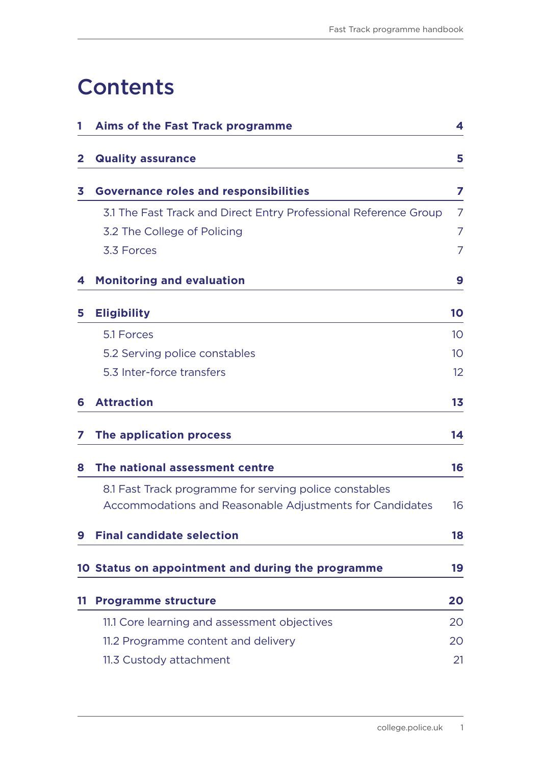# Contents

| | | |
|---|---|---|
| **1** | **Aims of the Fast Track programme** | **4** |
| **2** | **Quality assurance** | **5** |
| **3** | **Governance roles and responsibilities** | **7** |
| | 3.1 The Fast Track and Direct Entry Professional Reference Group | 7 |
| | 3.2 The College of Policing | 7 |
| | 3.3 Forces | 7 |
| **4** | **Monitoring and evaluation** | **9** |
| **5** | **Eligibility** | **10** |
| | 5.1 Forces | 10 |
| | 5.2 Serving police constables | 10 |
| | 5.3 Inter-force transfers | 12 |
| **6** | **Attraction** | **13** |
| **7** | **The application process** | **14** |
| **8** | **The national assessment centre** | **16** |
| | 8.1 Fast Track programme for serving police constables Accommodations and Reasonable Adjustments for Candidates | 16 |
| **9** | **Final candidate selection** | **18** |
| **10** | **Status on appointment and during the programme** | **19** |
| **11** | **Programme structure** | **20** |
| | 11.1 Core learning and assessment objectives | 20 |
| | 11.2 Programme content and delivery | 20 |
| | 11.3 Custody attachment | 21 |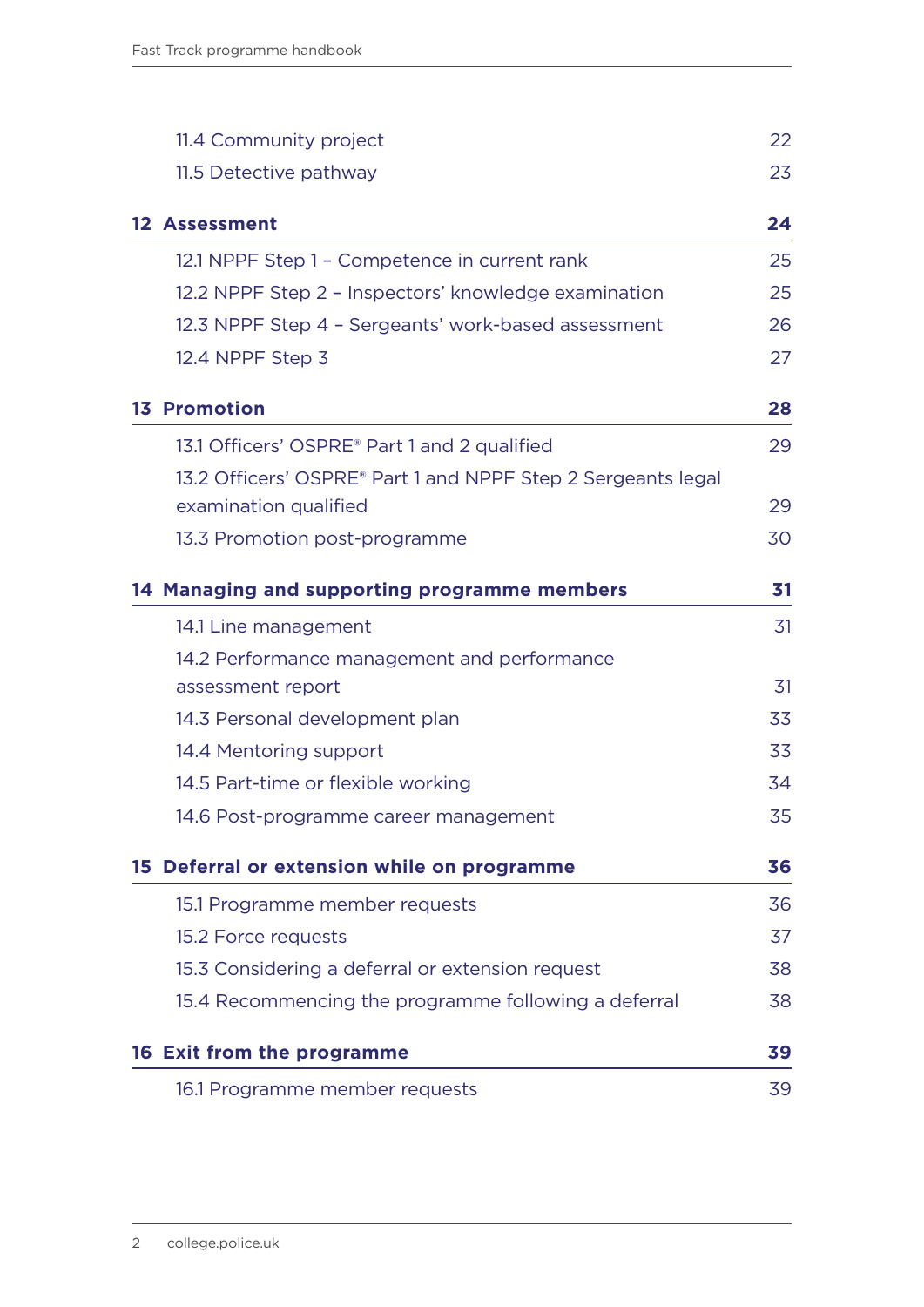| | |
|---|---|
| 11.4 Community project | 22 |
| 11.5 Detective pathway | 23 |
| **12 Assessment** | **24** |
| 12.1 NPPF Step 1 – Competence in current rank | 25 |
| 12.2 NPPF Step 2 – Inspectors' knowledge examination | 25 |
| 12.3 NPPF Step 4 – Sergeants' work-based assessment | 26 |
| 12.4 NPPF Step 3 | 27 |
| **13 Promotion** | **28** |
| 13.1 Officers' OSPRE® Part 1 and 2 qualified | 29 |
| 13.2 Officers' OSPRE® Part 1 and NPPF Step 2 Sergeants legal examination qualified | 29 |
| 13.3 Promotion post-programme | 30 |
| **14 Managing and supporting programme members** | **31** |
| 14.1 Line management | 31 |
| 14.2 Performance management and performance assessment report | 31 |
| 14.3 Personal development plan | 33 |
| 14.4 Mentoring support | 33 |
| 14.5 Part-time or flexible working | 34 |
| 14.6 Post-programme career management | 35 |
| **15 Deferral or extension while on programme** | **36** |
| 15.1 Programme member requests | 36 |
| 15.2 Force requests | 37 |
| 15.3 Considering a deferral or extension request | 38 |
| 15.4 Recommencing the programme following a deferral | 38 |
| **16 Exit from the programme** | **39** |
| 16.1 Programme member requests | 39 |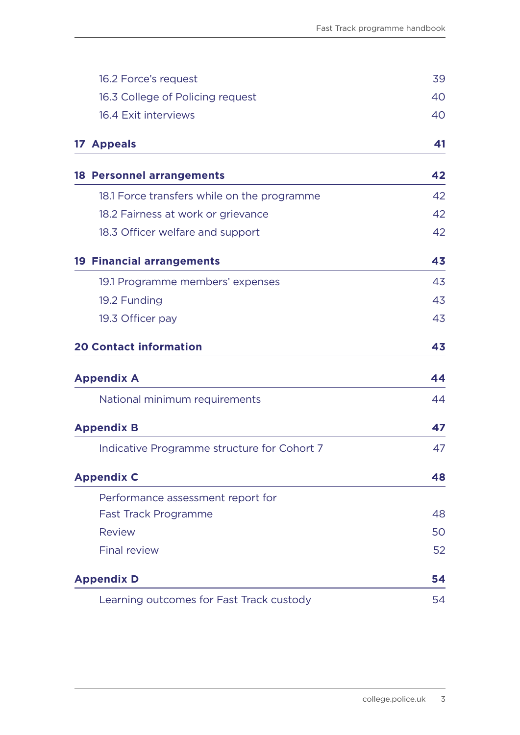16.2 Force's request 39

16.3 College of Policing request 40

16.4 Exit interviews 40

**17 Appeals 41**

**18 Personnel arrangements 42**

18.1 Force transfers while on the programme 42

18.2 Fairness at work or grievance 42

18.3 Officer welfare and support 42

**19 Financial arrangements 43**

19.1 Programme members' expenses 43

19.2 Funding 43

19.3 Officer pay 43

**20 Contact information 43**

**Appendix A 44**

National minimum requirements 44

**Appendix B 47**

Indicative Programme structure for Cohort 7 47

**Appendix C 48**

Performance assessment report for Fast Track Programme 48

Review 50

Final review 52

**Appendix D 54**

Learning outcomes for Fast Track custody 54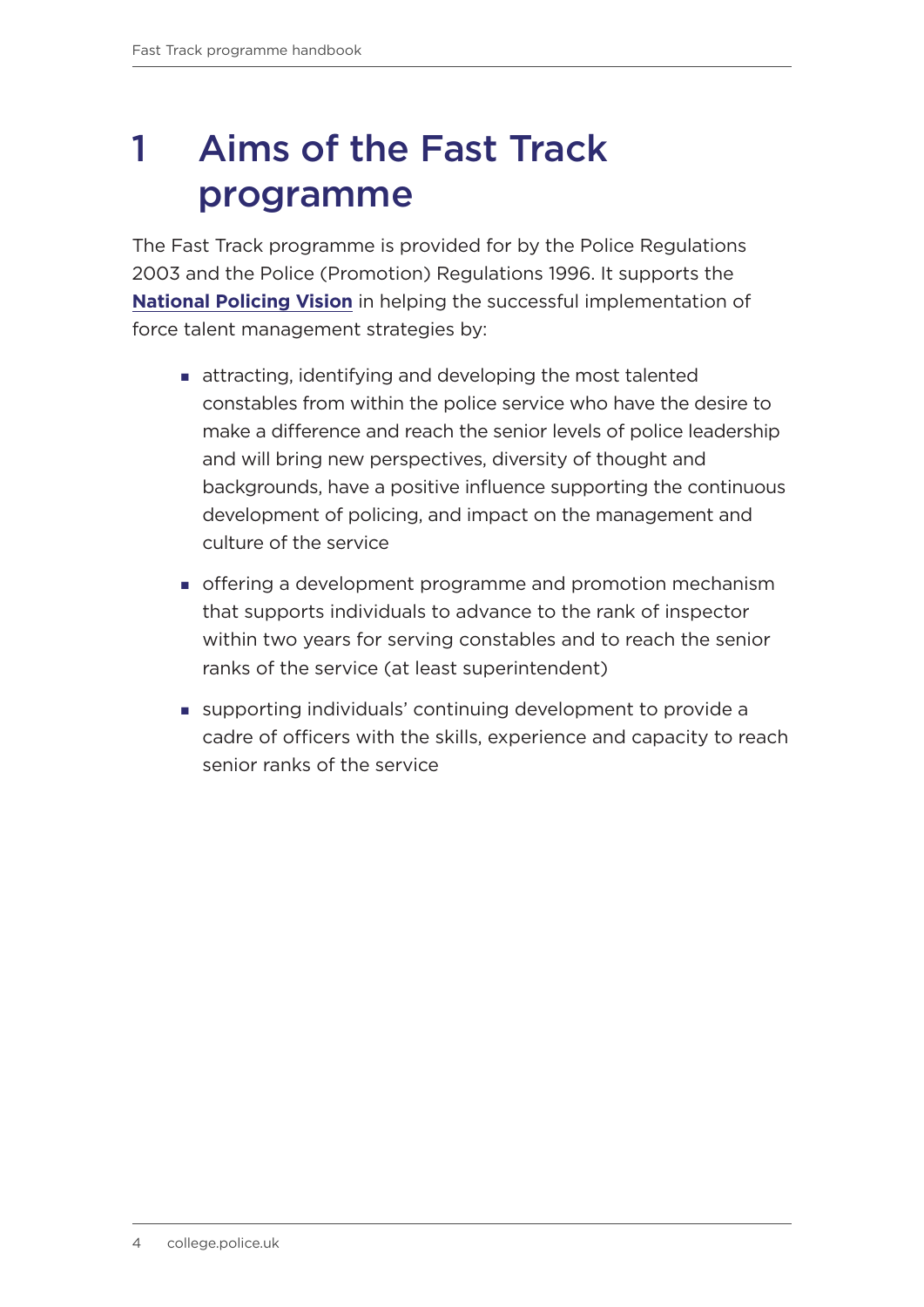# 1 Aims of the Fast Track programme

The Fast Track programme is provided for by the Police Regulations 2003 and the Police (Promotion) Regulations 1996. It supports the **National Policing Vision** in helping the successful implementation of force talent management strategies by:

- attracting, identifying and developing the most talented constables from within the police service who have the desire to make a difference and reach the senior levels of police leadership and will bring new perspectives, diversity of thought and backgrounds, have a positive influence supporting the continuous development of policing, and impact on the management and culture of the service
- offering a development programme and promotion mechanism that supports individuals to advance to the rank of inspector within two years for serving constables and to reach the senior ranks of the service (at least superintendent)
- supporting individuals' continuing development to provide a cadre of officers with the skills, experience and capacity to reach senior ranks of the service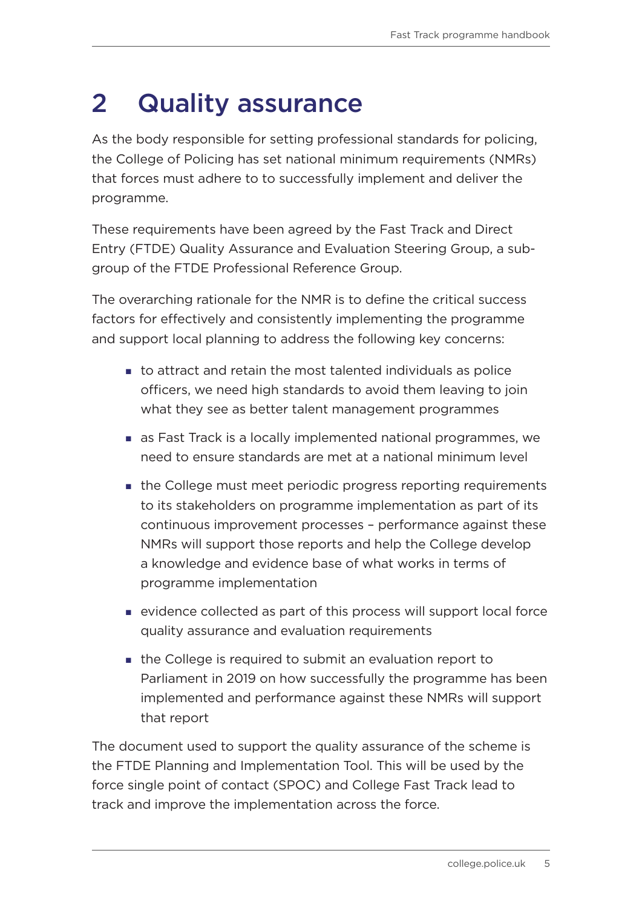# 2 Quality assurance

As the body responsible for setting professional standards for policing, the College of Policing has set national minimum requirements (NMRs) that forces must adhere to to successfully implement and deliver the programme.

These requirements have been agreed by the Fast Track and Direct Entry (FTDE) Quality Assurance and Evaluation Steering Group, a sub-group of the FTDE Professional Reference Group.

The overarching rationale for the NMR is to define the critical success factors for effectively and consistently implementing the programme and support local planning to address the following key concerns:

- to attract and retain the most talented individuals as police officers, we need high standards to avoid them leaving to join what they see as better talent management programmes
- as Fast Track is a locally implemented national programmes, we need to ensure standards are met at a national minimum level
- the College must meet periodic progress reporting requirements to its stakeholders on programme implementation as part of its continuous improvement processes – performance against these NMRs will support those reports and help the College develop a knowledge and evidence base of what works in terms of programme implementation
- evidence collected as part of this process will support local force quality assurance and evaluation requirements
- the College is required to submit an evaluation report to Parliament in 2019 on how successfully the programme has been implemented and performance against these NMRs will support that report

The document used to support the quality assurance of the scheme is the FTDE Planning and Implementation Tool. This will be used by the force single point of contact (SPOC) and College Fast Track lead to track and improve the implementation across the force.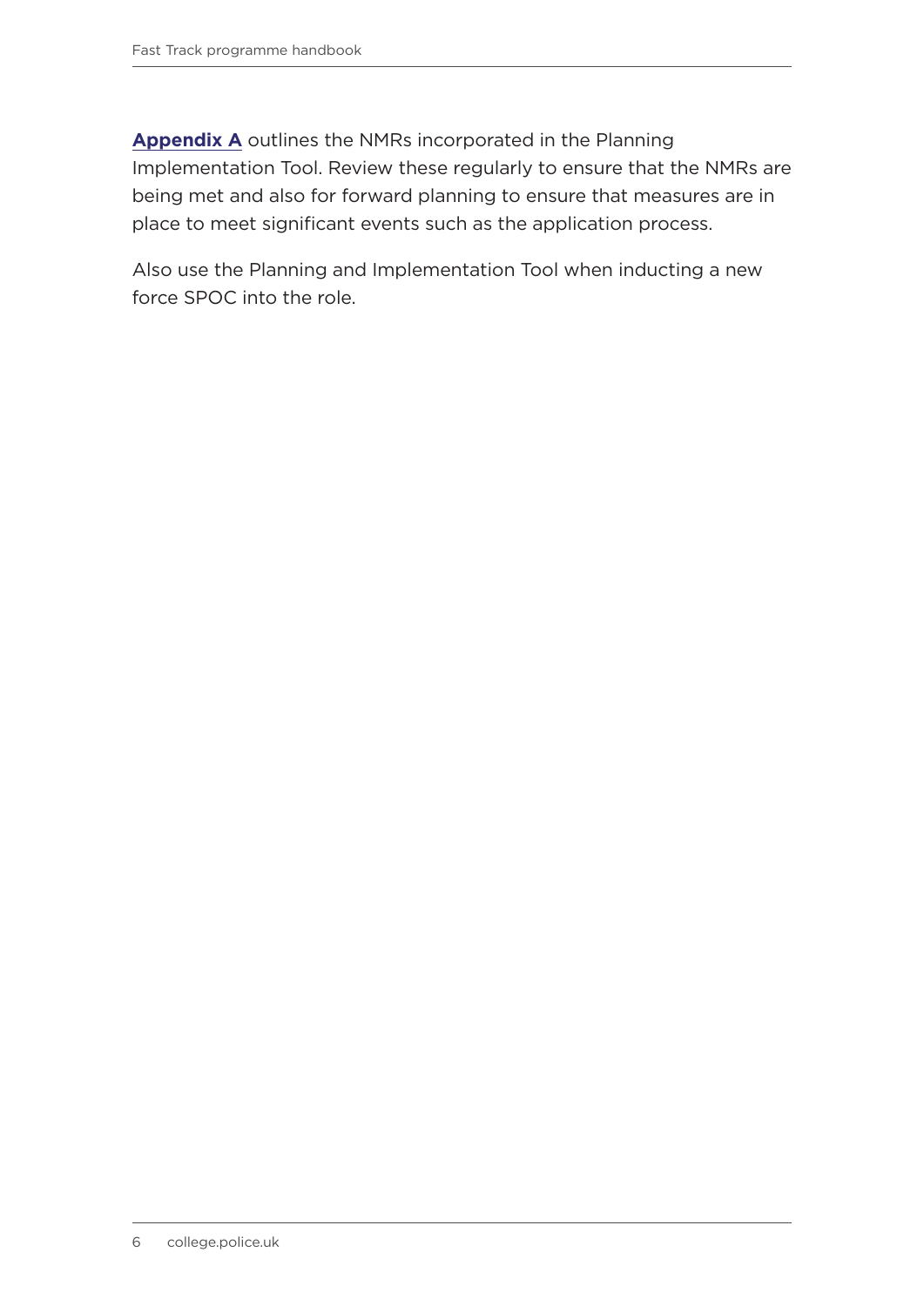**Appendix A** outlines the NMRs incorporated in the Planning Implementation Tool. Review these regularly to ensure that the NMRs are being met and also for forward planning to ensure that measures are in place to meet significant events such as the application process.

Also use the Planning and Implementation Tool when inducting a new force SPOC into the role.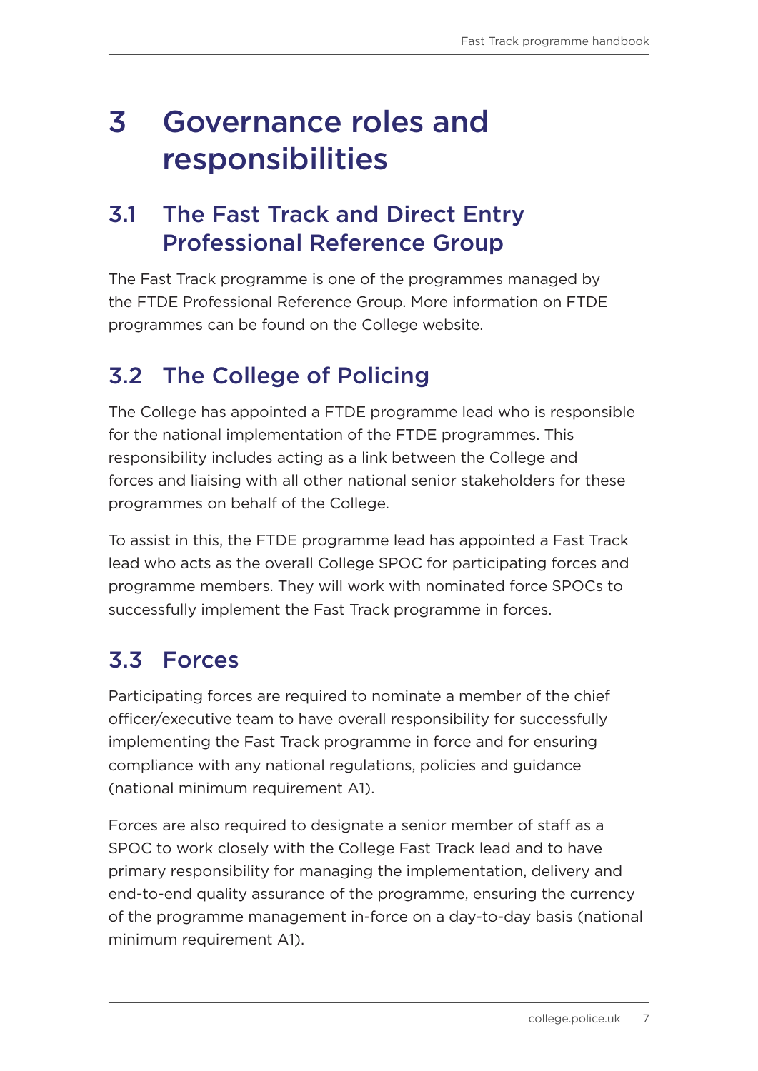# 3 Governance roles and responsibilities

## 3.1 The Fast Track and Direct Entry Professional Reference Group

The Fast Track programme is one of the programmes managed by the FTDE Professional Reference Group. More information on FTDE programmes can be found on the College website.

## 3.2 The College of Policing

The College has appointed a FTDE programme lead who is responsible for the national implementation of the FTDE programmes. This responsibility includes acting as a link between the College and forces and liaising with all other national senior stakeholders for these programmes on behalf of the College.

To assist in this, the FTDE programme lead has appointed a Fast Track lead who acts as the overall College SPOC for participating forces and programme members. They will work with nominated force SPOCs to successfully implement the Fast Track programme in forces.

## 3.3 Forces

Participating forces are required to nominate a member of the chief officer/executive team to have overall responsibility for successfully implementing the Fast Track programme in force and for ensuring compliance with any national regulations, policies and guidance (national minimum requirement A1).

Forces are also required to designate a senior member of staff as a SPOC to work closely with the College Fast Track lead and to have primary responsibility for managing the implementation, delivery and end-to-end quality assurance of the programme, ensuring the currency of the programme management in-force on a day-to-day basis (national minimum requirement A1).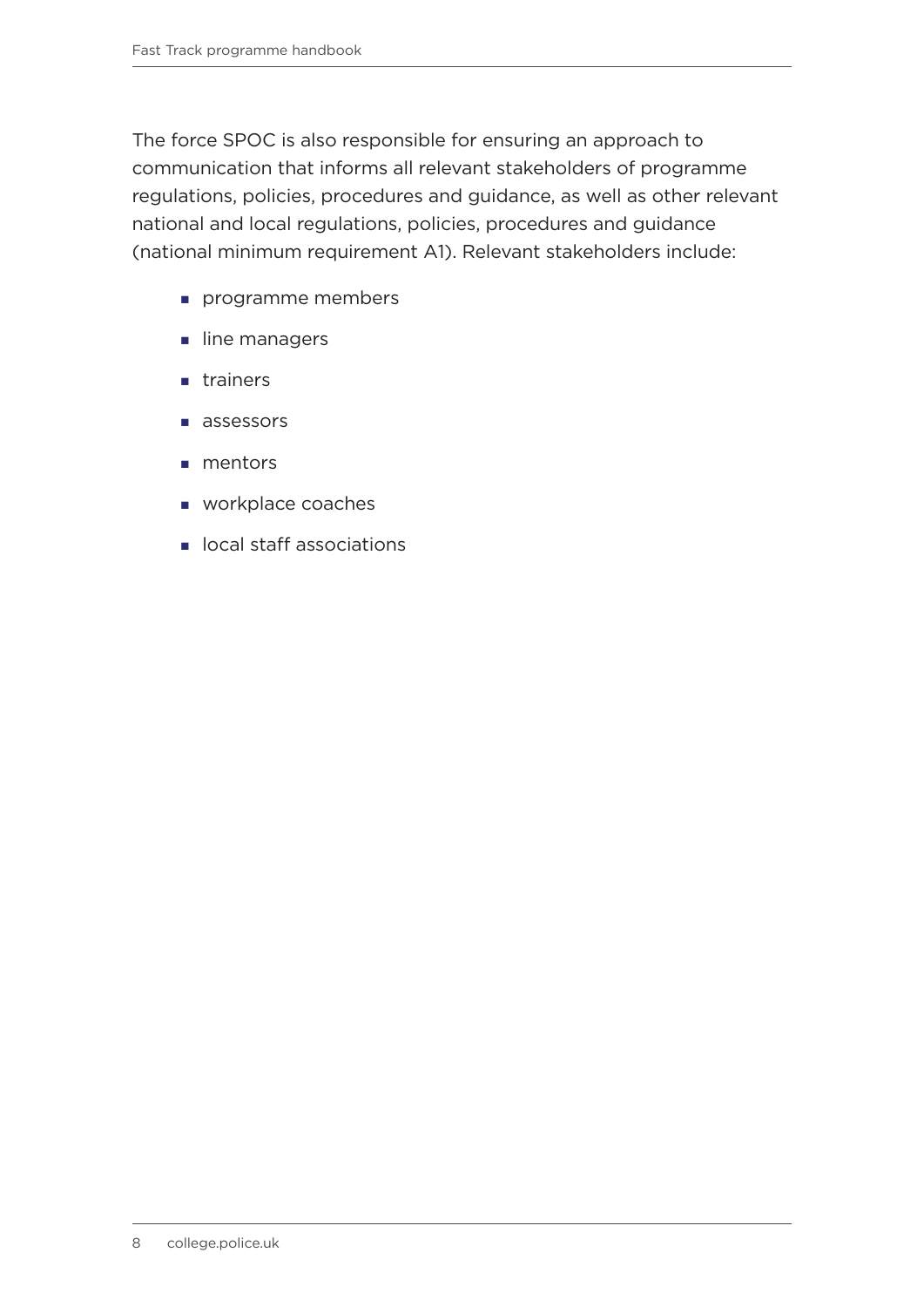The force SPOC is also responsible for ensuring an approach to communication that informs all relevant stakeholders of programme regulations, policies, procedures and guidance, as well as other relevant national and local regulations, policies, procedures and guidance (national minimum requirement A1). Relevant stakeholders include:

- programme members
- line managers
- trainers
- assessors
- mentors
- workplace coaches
- local staff associations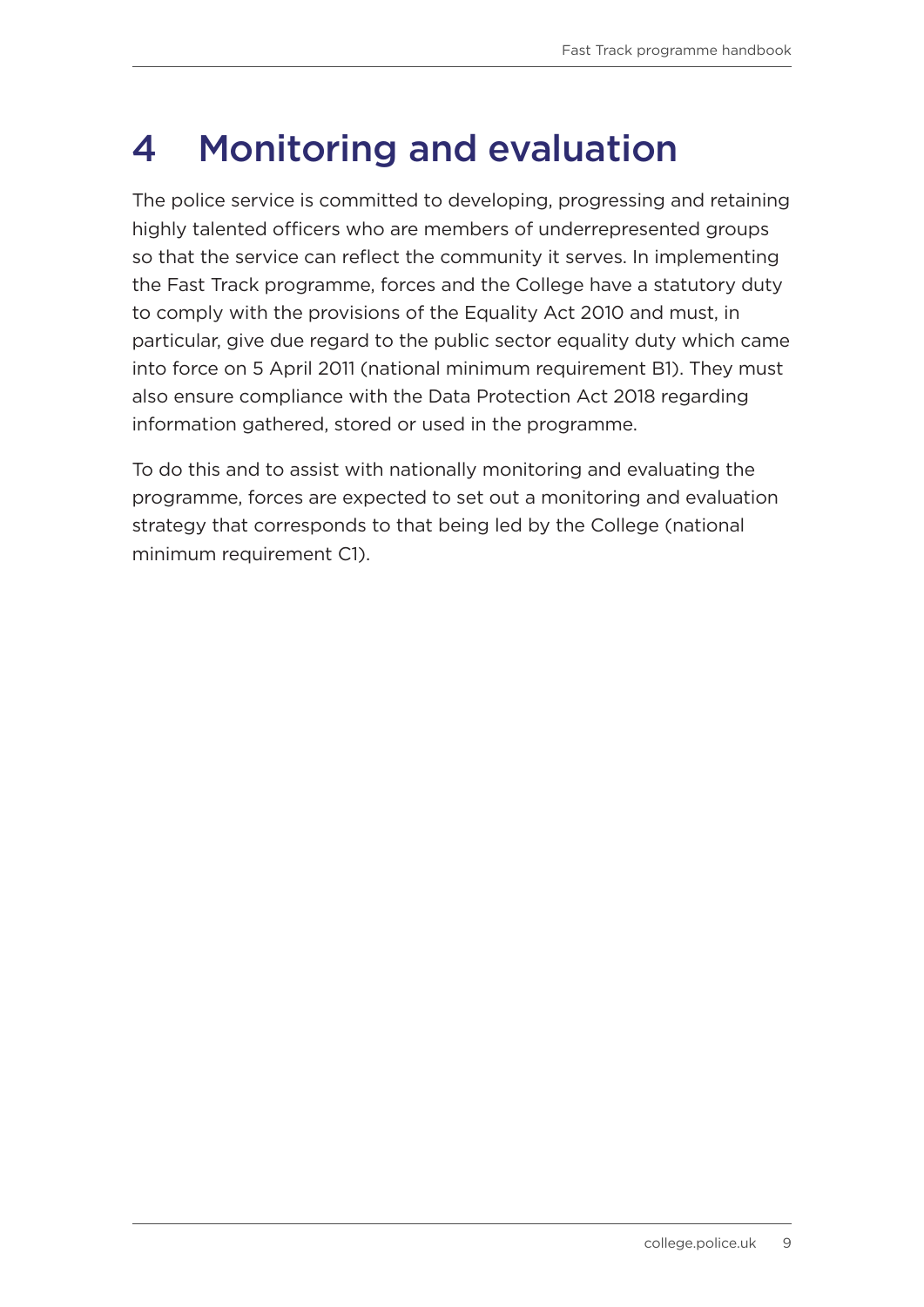# 4 Monitoring and evaluation

The police service is committed to developing, progressing and retaining highly talented officers who are members of underrepresented groups so that the service can reflect the community it serves. In implementing the Fast Track programme, forces and the College have a statutory duty to comply with the provisions of the Equality Act 2010 and must, in particular, give due regard to the public sector equality duty which came into force on 5 April 2011 (national minimum requirement B1). They must also ensure compliance with the Data Protection Act 2018 regarding information gathered, stored or used in the programme.

To do this and to assist with nationally monitoring and evaluating the programme, forces are expected to set out a monitoring and evaluation strategy that corresponds to that being led by the College (national minimum requirement C1).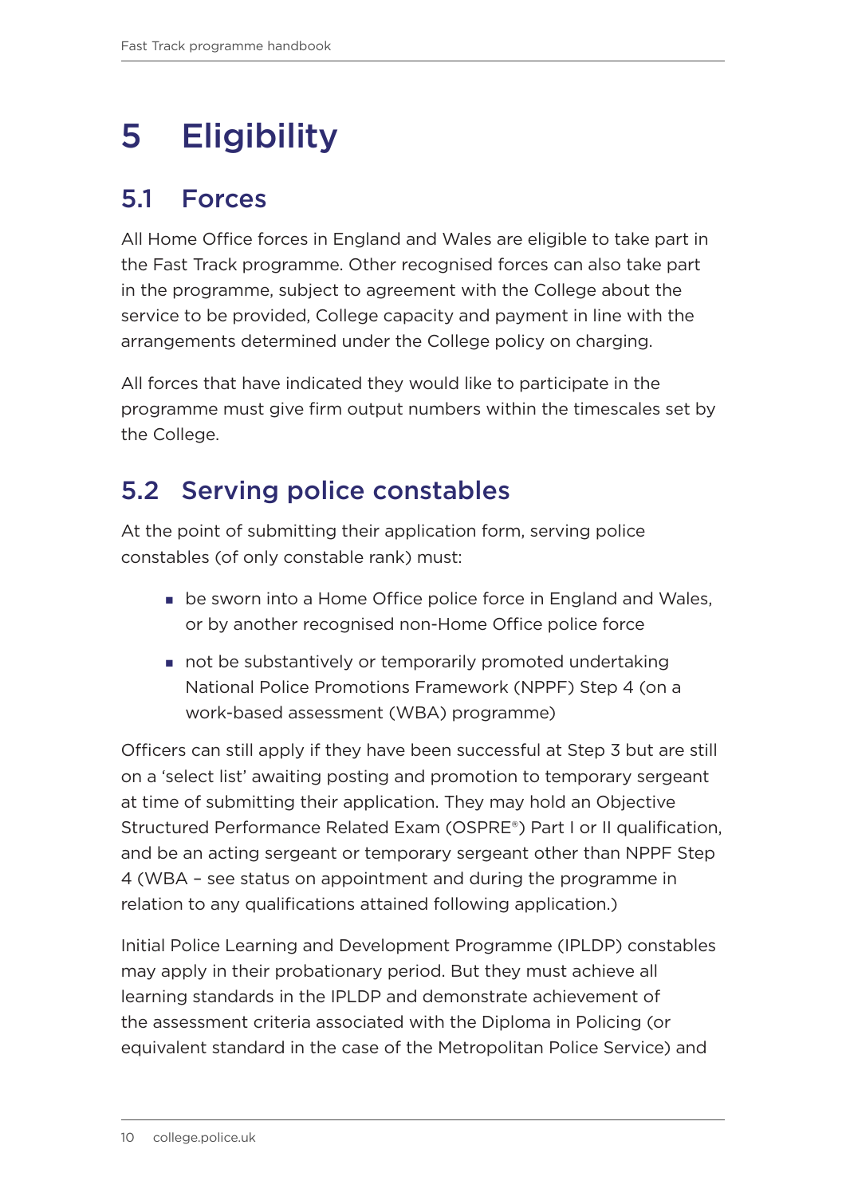# 5 Eligibility

## 5.1 Forces

All Home Office forces in England and Wales are eligible to take part in the Fast Track programme. Other recognised forces can also take part in the programme, subject to agreement with the College about the service to be provided, College capacity and payment in line with the arrangements determined under the College policy on charging.

All forces that have indicated they would like to participate in the programme must give firm output numbers within the timescales set by the College.

## 5.2 Serving police constables

At the point of submitting their application form, serving police constables (of only constable rank) must:

- be sworn into a Home Office police force in England and Wales, or by another recognised non-Home Office police force
- not be substantively or temporarily promoted undertaking National Police Promotions Framework (NPPF) Step 4 (on a work-based assessment (WBA) programme)

Officers can still apply if they have been successful at Step 3 but are still on a 'select list' awaiting posting and promotion to temporary sergeant at time of submitting their application. They may hold an Objective Structured Performance Related Exam (OSPRE®) Part I or II qualification, and be an acting sergeant or temporary sergeant other than NPPF Step 4 (WBA – see status on appointment and during the programme in relation to any qualifications attained following application.)

Initial Police Learning and Development Programme (IPLDP) constables may apply in their probationary period. But they must achieve all learning standards in the IPLDP and demonstrate achievement of the assessment criteria associated with the Diploma in Policing (or equivalent standard in the case of the Metropolitan Police Service) and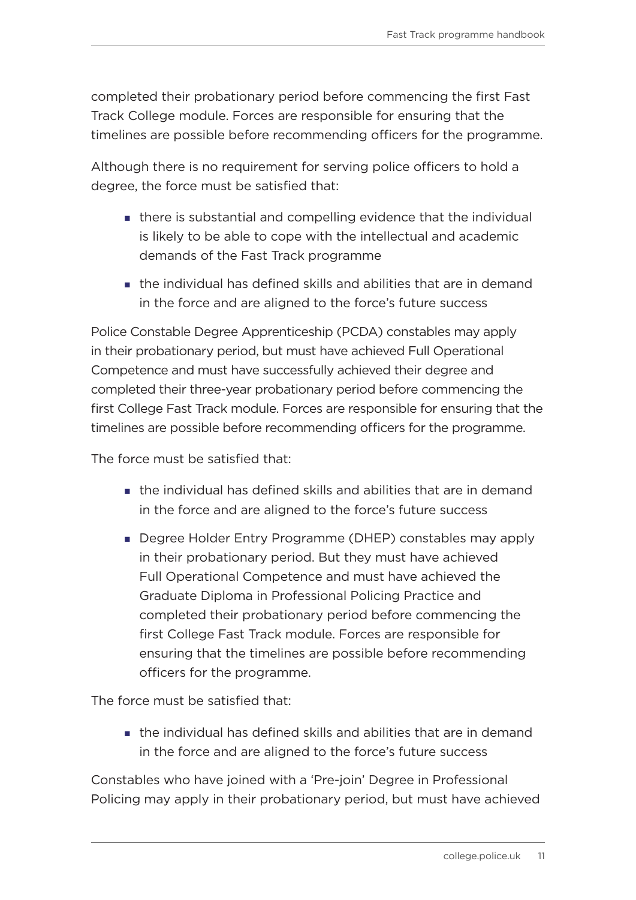completed their probationary period before commencing the first Fast Track College module. Forces are responsible for ensuring that the timelines are possible before recommending officers for the programme.

Although there is no requirement for serving police officers to hold a degree, the force must be satisfied that:

- there is substantial and compelling evidence that the individual is likely to be able to cope with the intellectual and academic demands of the Fast Track programme
- the individual has defined skills and abilities that are in demand in the force and are aligned to the force's future success

Police Constable Degree Apprenticeship (PCDA) constables may apply in their probationary period, but must have achieved Full Operational Competence and must have successfully achieved their degree and completed their three-year probationary period before commencing the first College Fast Track module. Forces are responsible for ensuring that the timelines are possible before recommending officers for the programme.

The force must be satisfied that:

- the individual has defined skills and abilities that are in demand in the force and are aligned to the force's future success
- Degree Holder Entry Programme (DHEP) constables may apply in their probationary period. But they must have achieved Full Operational Competence and must have achieved the Graduate Diploma in Professional Policing Practice and completed their probationary period before commencing the first College Fast Track module. Forces are responsible for ensuring that the timelines are possible before recommending officers for the programme.

The force must be satisfied that:

- the individual has defined skills and abilities that are in demand in the force and are aligned to the force's future success

Constables who have joined with a 'Pre-join' Degree in Professional Policing may apply in their probationary period, but must have achieved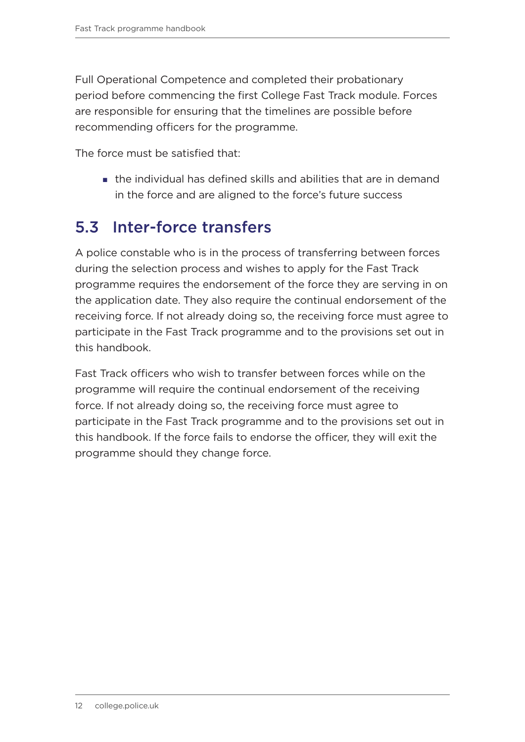Full Operational Competence and completed their probationary period before commencing the first College Fast Track module. Forces are responsible for ensuring that the timelines are possible before recommending officers for the programme.

The force must be satisfied that:

- the individual has defined skills and abilities that are in demand in the force and are aligned to the force's future success

## 5.3 Inter-force transfers

A police constable who is in the process of transferring between forces during the selection process and wishes to apply for the Fast Track programme requires the endorsement of the force they are serving in on the application date. They also require the continual endorsement of the receiving force. If not already doing so, the receiving force must agree to participate in the Fast Track programme and to the provisions set out in this handbook.

Fast Track officers who wish to transfer between forces while on the programme will require the continual endorsement of the receiving force. If not already doing so, the receiving force must agree to participate in the Fast Track programme and to the provisions set out in this handbook. If the force fails to endorse the officer, they will exit the programme should they change force.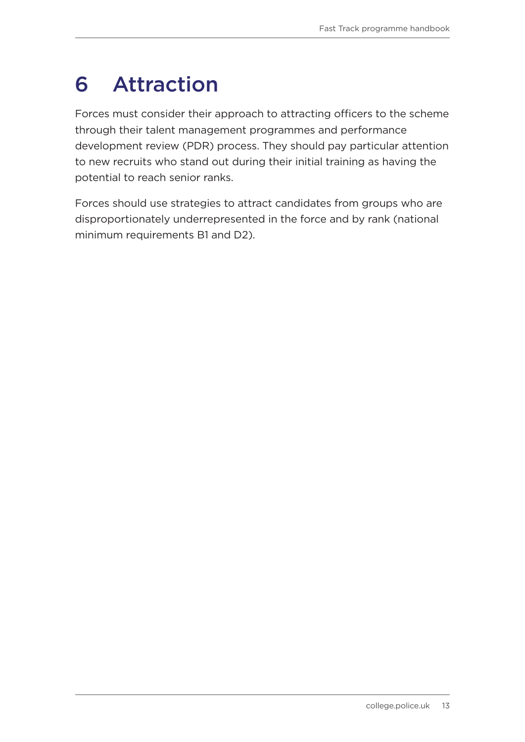# 6 Attraction

Forces must consider their approach to attracting officers to the scheme through their talent management programmes and performance development review (PDR) process. They should pay particular attention to new recruits who stand out during their initial training as having the potential to reach senior ranks.

Forces should use strategies to attract candidates from groups who are disproportionately underrepresented in the force and by rank (national minimum requirements B1 and D2).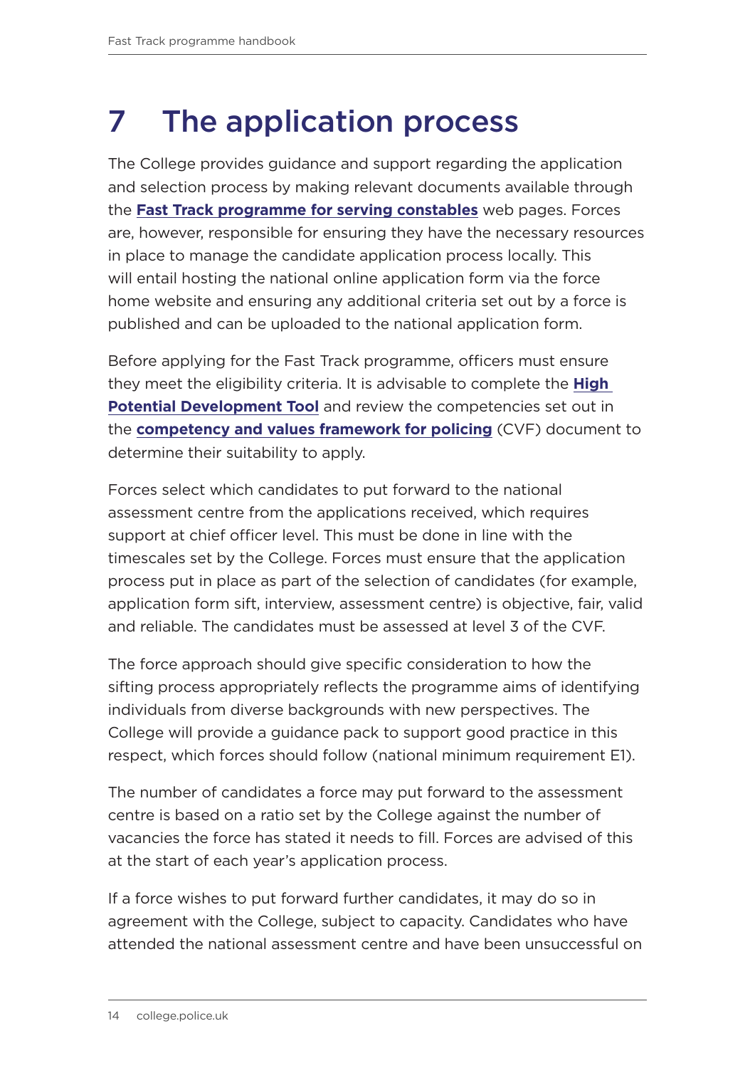# 7 The application process

The College provides guidance and support regarding the application and selection process by making relevant documents available through the **Fast Track programme for serving constables** web pages. Forces are, however, responsible for ensuring they have the necessary resources in place to manage the candidate application process locally. This will entail hosting the national online application form via the force home website and ensuring any additional criteria set out by a force is published and can be uploaded to the national application form.

Before applying for the Fast Track programme, officers must ensure they meet the eligibility criteria. It is advisable to complete the **High Potential Development Tool** and review the competencies set out in the **competency and values framework for policing** (CVF) document to determine their suitability to apply.

Forces select which candidates to put forward to the national assessment centre from the applications received, which requires support at chief officer level. This must be done in line with the timescales set by the College. Forces must ensure that the application process put in place as part of the selection of candidates (for example, application form sift, interview, assessment centre) is objective, fair, valid and reliable. The candidates must be assessed at level 3 of the CVF.

The force approach should give specific consideration to how the sifting process appropriately reflects the programme aims of identifying individuals from diverse backgrounds with new perspectives. The College will provide a guidance pack to support good practice in this respect, which forces should follow (national minimum requirement E1).

The number of candidates a force may put forward to the assessment centre is based on a ratio set by the College against the number of vacancies the force has stated it needs to fill. Forces are advised of this at the start of each year's application process.

If a force wishes to put forward further candidates, it may do so in agreement with the College, subject to capacity. Candidates who have attended the national assessment centre and have been unsuccessful on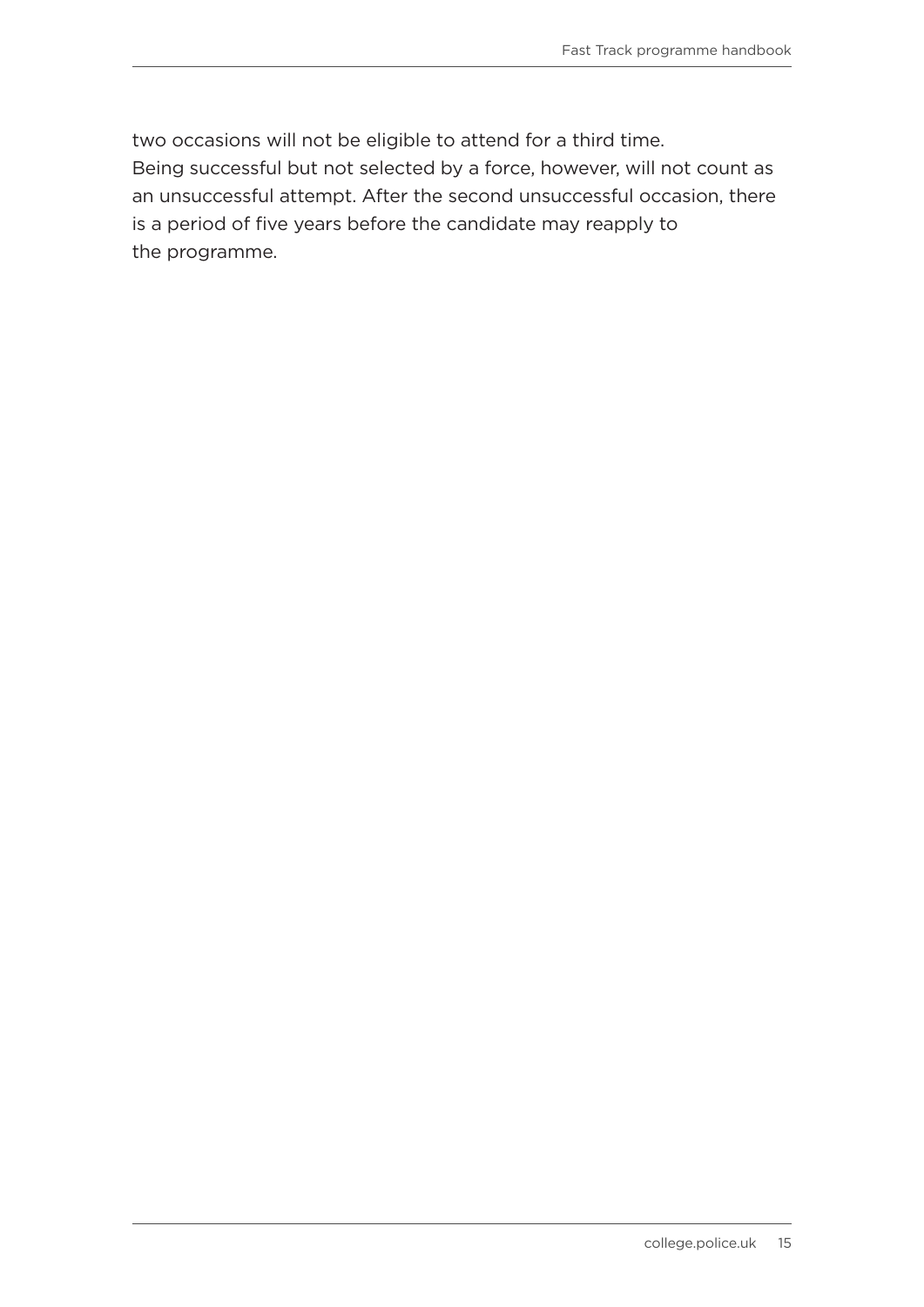two occasions will not be eligible to attend for a third time. Being successful but not selected by a force, however, will not count as an unsuccessful attempt. After the second unsuccessful occasion, there is a period of five years before the candidate may reapply to the programme.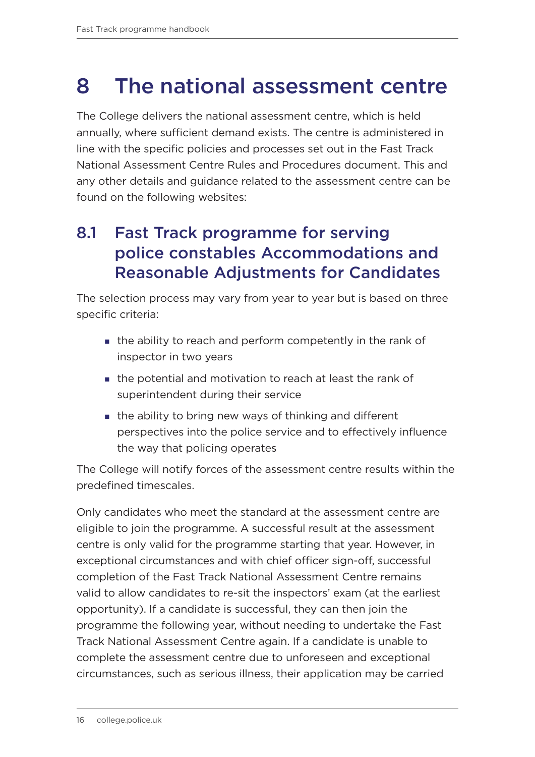# 8 The national assessment centre

The College delivers the national assessment centre, which is held annually, where sufficient demand exists. The centre is administered in line with the specific policies and processes set out in the Fast Track National Assessment Centre Rules and Procedures document. This and any other details and guidance related to the assessment centre can be found on the following websites:

## 8.1 Fast Track programme for serving police constables Accommodations and Reasonable Adjustments for Candidates

The selection process may vary from year to year but is based on three specific criteria:

- the ability to reach and perform competently in the rank of inspector in two years
- the potential and motivation to reach at least the rank of superintendent during their service
- the ability to bring new ways of thinking and different perspectives into the police service and to effectively influence the way that policing operates

The College will notify forces of the assessment centre results within the predefined timescales.

Only candidates who meet the standard at the assessment centre are eligible to join the programme. A successful result at the assessment centre is only valid for the programme starting that year. However, in exceptional circumstances and with chief officer sign-off, successful completion of the Fast Track National Assessment Centre remains valid to allow candidates to re-sit the inspectors' exam (at the earliest opportunity). If a candidate is successful, they can then join the programme the following year, without needing to undertake the Fast Track National Assessment Centre again. If a candidate is unable to complete the assessment centre due to unforeseen and exceptional circumstances, such as serious illness, their application may be carried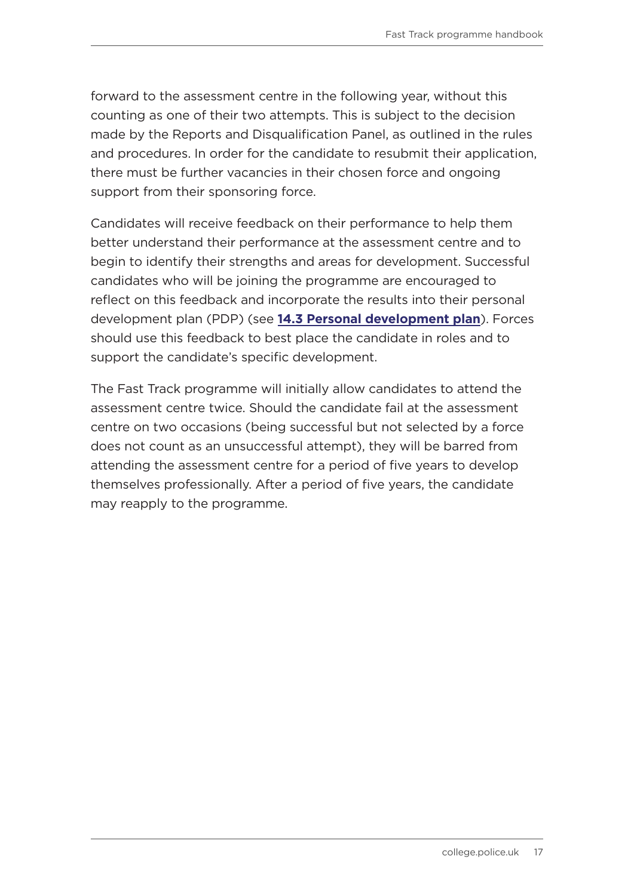forward to the assessment centre in the following year, without this counting as one of their two attempts. This is subject to the decision made by the Reports and Disqualification Panel, as outlined in the rules and procedures. In order for the candidate to resubmit their application, there must be further vacancies in their chosen force and ongoing support from their sponsoring force.

Candidates will receive feedback on their performance to help them better understand their performance at the assessment centre and to begin to identify their strengths and areas for development. Successful candidates who will be joining the programme are encouraged to reflect on this feedback and incorporate the results into their personal development plan (PDP) (see **14.3 Personal development plan**). Forces should use this feedback to best place the candidate in roles and to support the candidate's specific development.

The Fast Track programme will initially allow candidates to attend the assessment centre twice. Should the candidate fail at the assessment centre on two occasions (being successful but not selected by a force does not count as an unsuccessful attempt), they will be barred from attending the assessment centre for a period of five years to develop themselves professionally. After a period of five years, the candidate may reapply to the programme.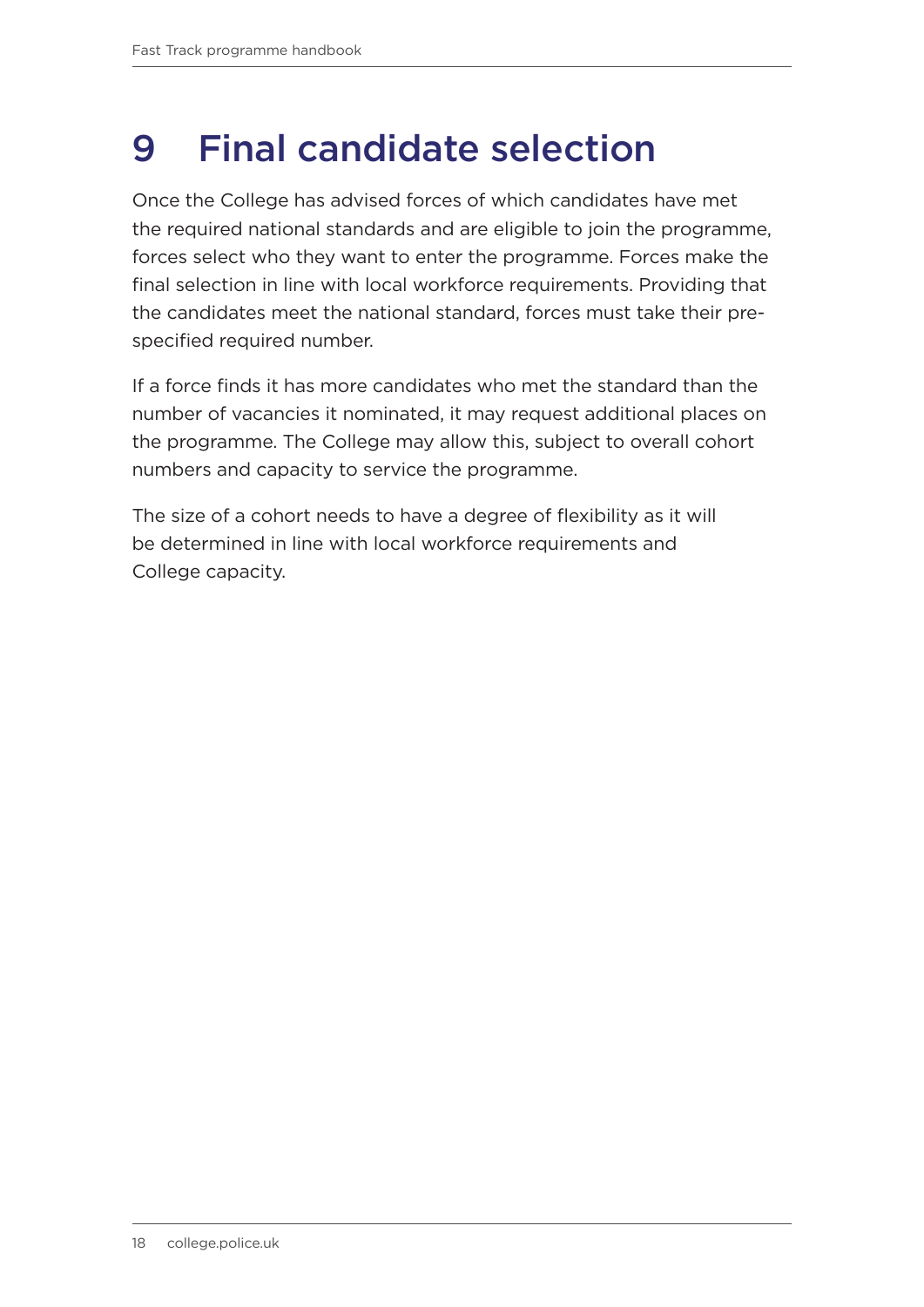# 9 Final candidate selection

Once the College has advised forces of which candidates have met the required national standards and are eligible to join the programme, forces select who they want to enter the programme. Forces make the final selection in line with local workforce requirements. Providing that the candidates meet the national standard, forces must take their pre-specified required number.

If a force finds it has more candidates who met the standard than the number of vacancies it nominated, it may request additional places on the programme. The College may allow this, subject to overall cohort numbers and capacity to service the programme.

The size of a cohort needs to have a degree of flexibility as it will be determined in line with local workforce requirements and College capacity.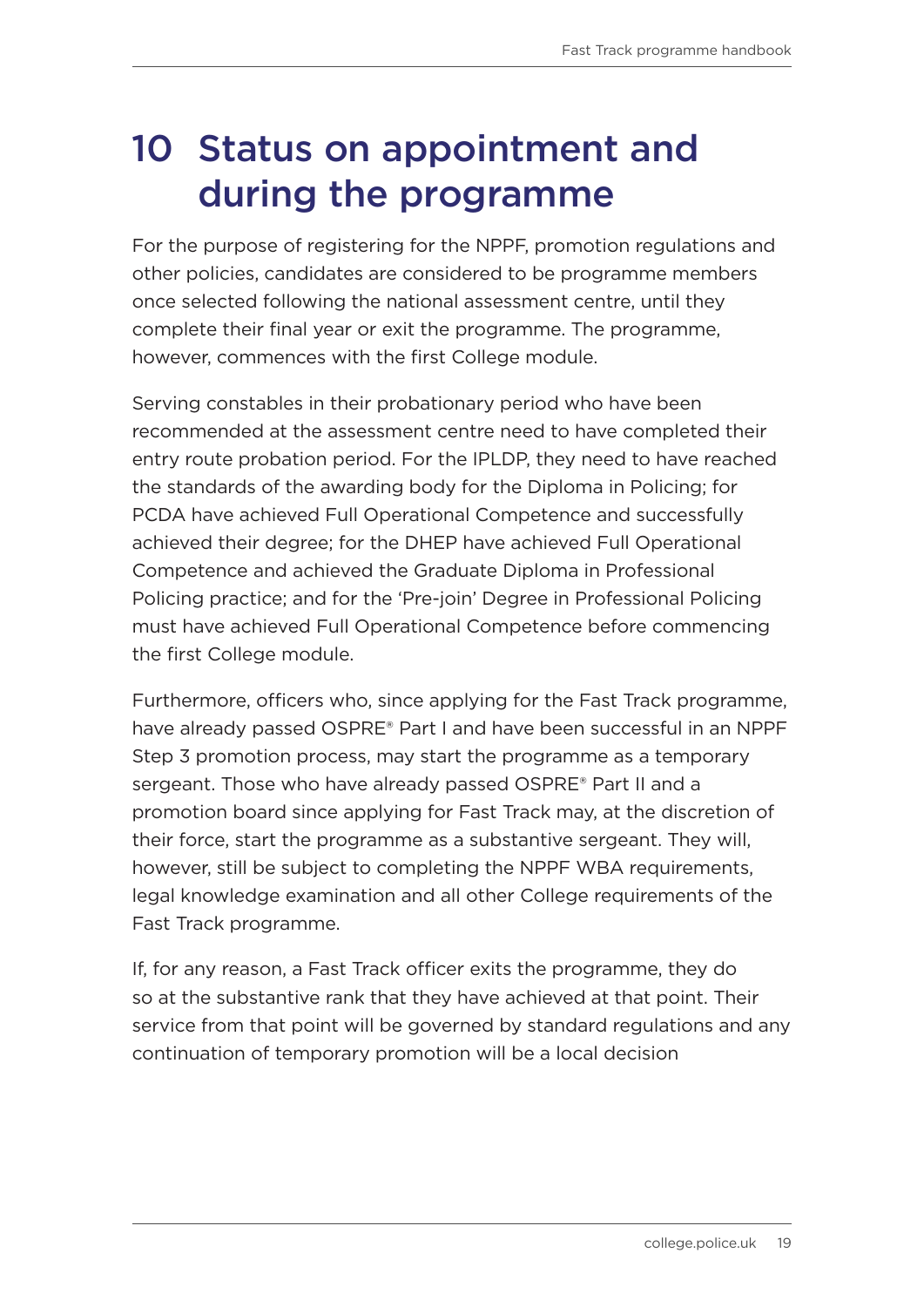# 10 Status on appointment and during the programme

For the purpose of registering for the NPPF, promotion regulations and other policies, candidates are considered to be programme members once selected following the national assessment centre, until they complete their final year or exit the programme. The programme, however, commences with the first College module.

Serving constables in their probationary period who have been recommended at the assessment centre need to have completed their entry route probation period. For the IPLDP, they need to have reached the standards of the awarding body for the Diploma in Policing; for PCDA have achieved Full Operational Competence and successfully achieved their degree; for the DHEP have achieved Full Operational Competence and achieved the Graduate Diploma in Professional Policing practice; and for the 'Pre-join' Degree in Professional Policing must have achieved Full Operational Competence before commencing the first College module.

Furthermore, officers who, since applying for the Fast Track programme, have already passed OSPRE® Part I and have been successful in an NPPF Step 3 promotion process, may start the programme as a temporary sergeant. Those who have already passed OSPRE® Part II and a promotion board since applying for Fast Track may, at the discretion of their force, start the programme as a substantive sergeant. They will, however, still be subject to completing the NPPF WBA requirements, legal knowledge examination and all other College requirements of the Fast Track programme.

If, for any reason, a Fast Track officer exits the programme, they do so at the substantive rank that they have achieved at that point. Their service from that point will be governed by standard regulations and any continuation of temporary promotion will be a local decision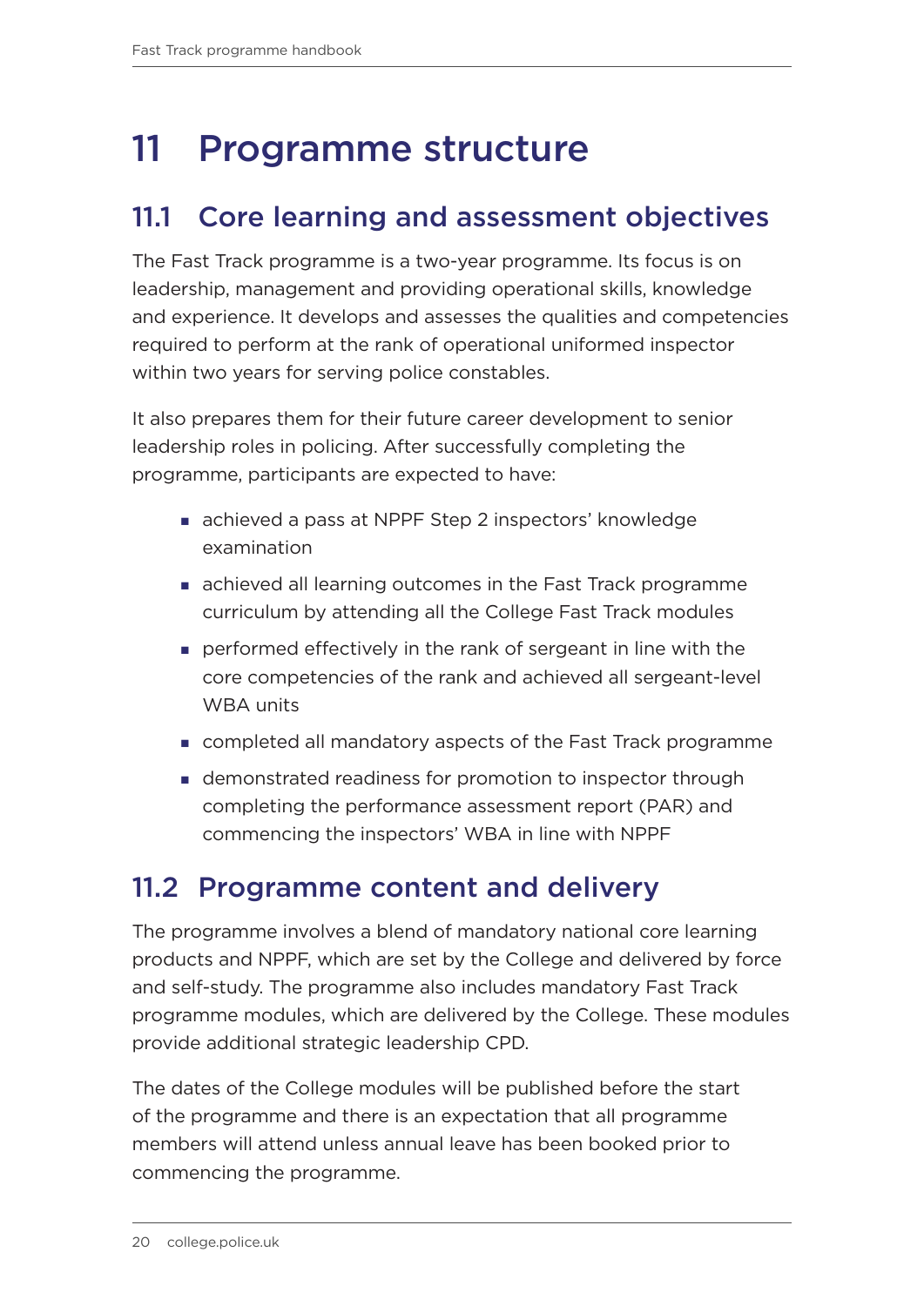# 11 Programme structure

## 11.1 Core learning and assessment objectives

The Fast Track programme is a two-year programme. Its focus is on leadership, management and providing operational skills, knowledge and experience. It develops and assesses the qualities and competencies required to perform at the rank of operational uniformed inspector within two years for serving police constables.

It also prepares them for their future career development to senior leadership roles in policing. After successfully completing the programme, participants are expected to have:

- achieved a pass at NPPF Step 2 inspectors' knowledge examination
- achieved all learning outcomes in the Fast Track programme curriculum by attending all the College Fast Track modules
- performed effectively in the rank of sergeant in line with the core competencies of the rank and achieved all sergeant-level WBA units
- completed all mandatory aspects of the Fast Track programme
- demonstrated readiness for promotion to inspector through completing the performance assessment report (PAR) and commencing the inspectors' WBA in line with NPPF

## 11.2 Programme content and delivery

The programme involves a blend of mandatory national core learning products and NPPF, which are set by the College and delivered by force and self-study. The programme also includes mandatory Fast Track programme modules, which are delivered by the College. These modules provide additional strategic leadership CPD.

The dates of the College modules will be published before the start of the programme and there is an expectation that all programme members will attend unless annual leave has been booked prior to commencing the programme.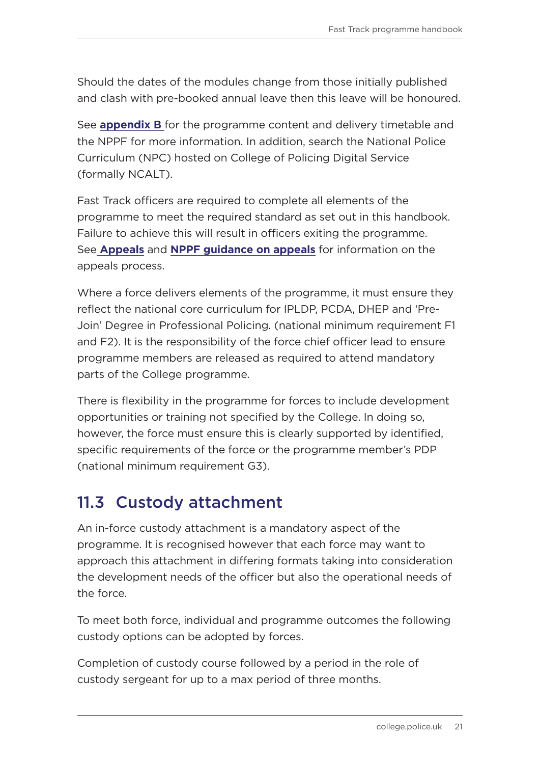Should the dates of the modules change from those initially published and clash with pre-booked annual leave then this leave will be honoured.

See **appendix B** for the programme content and delivery timetable and the NPPF for more information. In addition, search the National Police Curriculum (NPC) hosted on College of Policing Digital Service (formally NCALT).

Fast Track officers are required to complete all elements of the programme to meet the required standard as set out in this handbook. Failure to achieve this will result in officers exiting the programme. See **Appeals** and **NPPF guidance on appeals** for information on the appeals process.

Where a force delivers elements of the programme, it must ensure they reflect the national core curriculum for IPLDP, PCDA, DHEP and 'Pre-Join' Degree in Professional Policing. (national minimum requirement F1 and F2). It is the responsibility of the force chief officer lead to ensure programme members are released as required to attend mandatory parts of the College programme.

There is flexibility in the programme for forces to include development opportunities or training not specified by the College. In doing so, however, the force must ensure this is clearly supported by identified, specific requirements of the force or the programme member's PDP (national minimum requirement G3).

## 11.3 Custody attachment

An in-force custody attachment is a mandatory aspect of the programme. It is recognised however that each force may want to approach this attachment in differing formats taking into consideration the development needs of the officer but also the operational needs of the force.

To meet both force, individual and programme outcomes the following custody options can be adopted by forces.

Completion of custody course followed by a period in the role of custody sergeant for up to a max period of three months.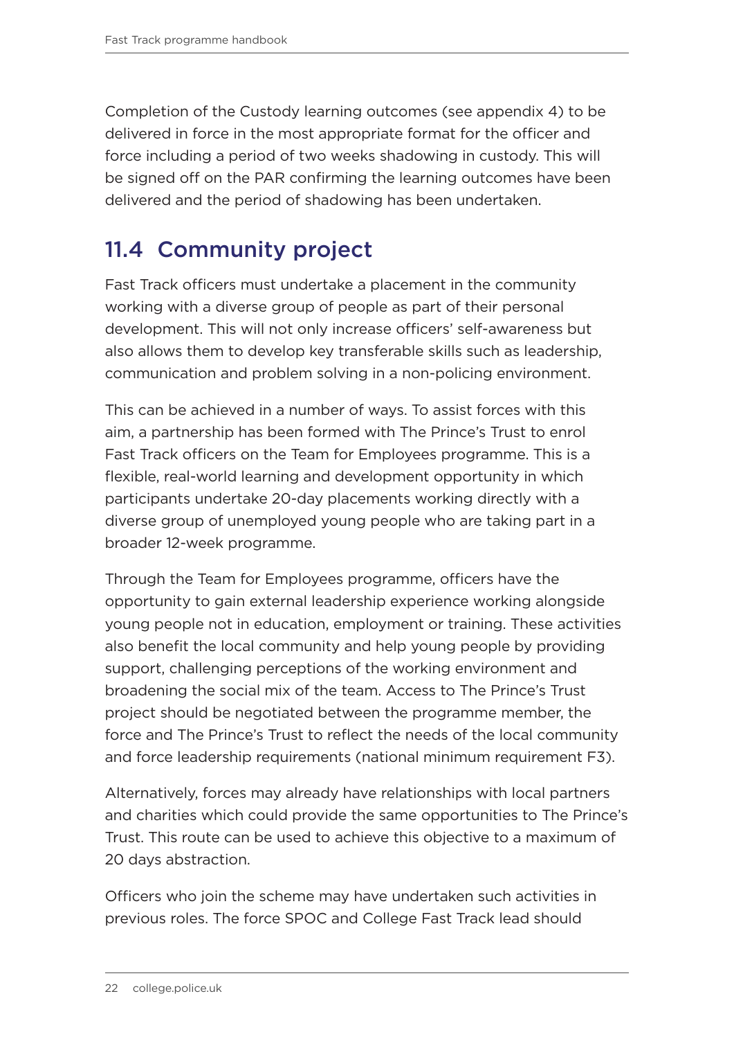Completion of the Custody learning outcomes (see appendix 4) to be delivered in force in the most appropriate format for the officer and force including a period of two weeks shadowing in custody. This will be signed off on the PAR confirming the learning outcomes have been delivered and the period of shadowing has been undertaken.

## 11.4 Community project

Fast Track officers must undertake a placement in the community working with a diverse group of people as part of their personal development. This will not only increase officers' self-awareness but also allows them to develop key transferable skills such as leadership, communication and problem solving in a non-policing environment.

This can be achieved in a number of ways. To assist forces with this aim, a partnership has been formed with The Prince's Trust to enrol Fast Track officers on the Team for Employees programme. This is a flexible, real-world learning and development opportunity in which participants undertake 20-day placements working directly with a diverse group of unemployed young people who are taking part in a broader 12-week programme.

Through the Team for Employees programme, officers have the opportunity to gain external leadership experience working alongside young people not in education, employment or training. These activities also benefit the local community and help young people by providing support, challenging perceptions of the working environment and broadening the social mix of the team. Access to The Prince's Trust project should be negotiated between the programme member, the force and The Prince's Trust to reflect the needs of the local community and force leadership requirements (national minimum requirement F3).

Alternatively, forces may already have relationships with local partners and charities which could provide the same opportunities to The Prince's Trust. This route can be used to achieve this objective to a maximum of 20 days abstraction.

Officers who join the scheme may have undertaken such activities in previous roles. The force SPOC and College Fast Track lead should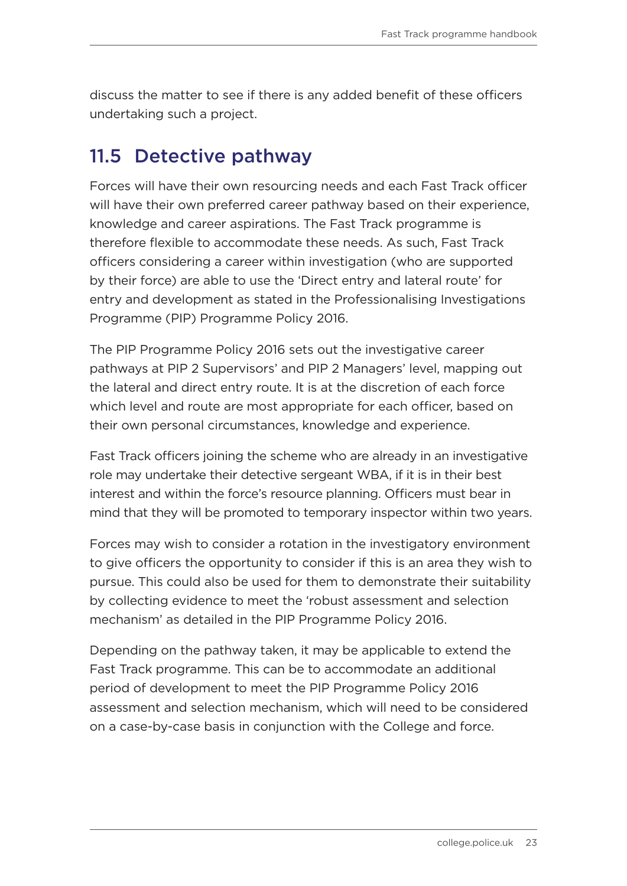discuss the matter to see if there is any added benefit of these officers undertaking such a project.

## 11.5 Detective pathway

Forces will have their own resourcing needs and each Fast Track officer will have their own preferred career pathway based on their experience, knowledge and career aspirations. The Fast Track programme is therefore flexible to accommodate these needs. As such, Fast Track officers considering a career within investigation (who are supported by their force) are able to use the 'Direct entry and lateral route' for entry and development as stated in the Professionalising Investigations Programme (PIP) Programme Policy 2016.

The PIP Programme Policy 2016 sets out the investigative career pathways at PIP 2 Supervisors' and PIP 2 Managers' level, mapping out the lateral and direct entry route. It is at the discretion of each force which level and route are most appropriate for each officer, based on their own personal circumstances, knowledge and experience.

Fast Track officers joining the scheme who are already in an investigative role may undertake their detective sergeant WBA, if it is in their best interest and within the force's resource planning. Officers must bear in mind that they will be promoted to temporary inspector within two years.

Forces may wish to consider a rotation in the investigatory environment to give officers the opportunity to consider if this is an area they wish to pursue. This could also be used for them to demonstrate their suitability by collecting evidence to meet the 'robust assessment and selection mechanism' as detailed in the PIP Programme Policy 2016.

Depending on the pathway taken, it may be applicable to extend the Fast Track programme. This can be to accommodate an additional period of development to meet the PIP Programme Policy 2016 assessment and selection mechanism, which will need to be considered on a case-by-case basis in conjunction with the College and force.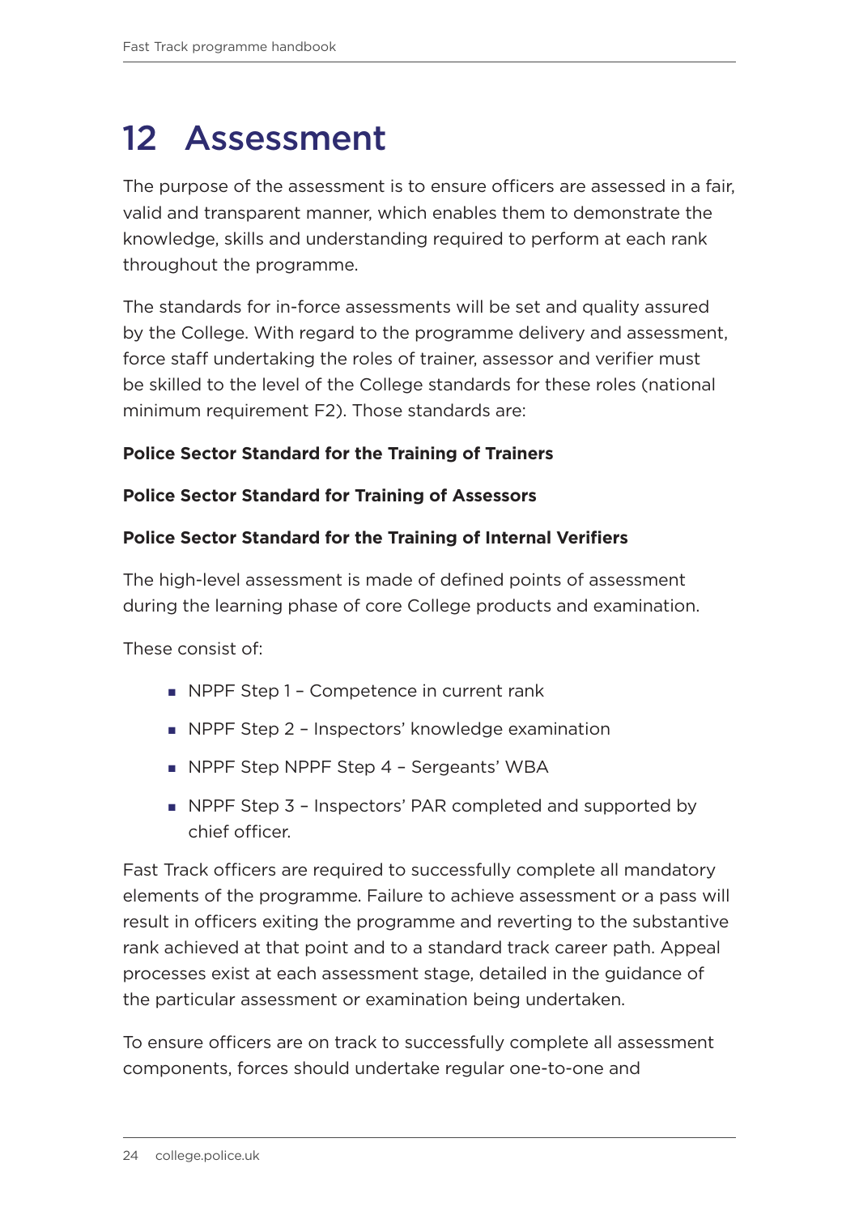# 12 Assessment

The purpose of the assessment is to ensure officers are assessed in a fair, valid and transparent manner, which enables them to demonstrate the knowledge, skills and understanding required to perform at each rank throughout the programme.

The standards for in-force assessments will be set and quality assured by the College. With regard to the programme delivery and assessment, force staff undertaking the roles of trainer, assessor and verifier must be skilled to the level of the College standards for these roles (national minimum requirement F2). Those standards are:

**Police Sector Standard for the Training of Trainers**

**Police Sector Standard for Training of Assessors**

**Police Sector Standard for the Training of Internal Verifiers**

The high-level assessment is made of defined points of assessment during the learning phase of core College products and examination.

These consist of:

- NPPF Step 1 – Competence in current rank
- NPPF Step 2 – Inspectors' knowledge examination
- NPPF Step NPPF Step 4 – Sergeants' WBA
- NPPF Step 3 – Inspectors' PAR completed and supported by chief officer.

Fast Track officers are required to successfully complete all mandatory elements of the programme. Failure to achieve assessment or a pass will result in officers exiting the programme and reverting to the substantive rank achieved at that point and to a standard track career path. Appeal processes exist at each assessment stage, detailed in the guidance of the particular assessment or examination being undertaken.

To ensure officers are on track to successfully complete all assessment components, forces should undertake regular one-to-one and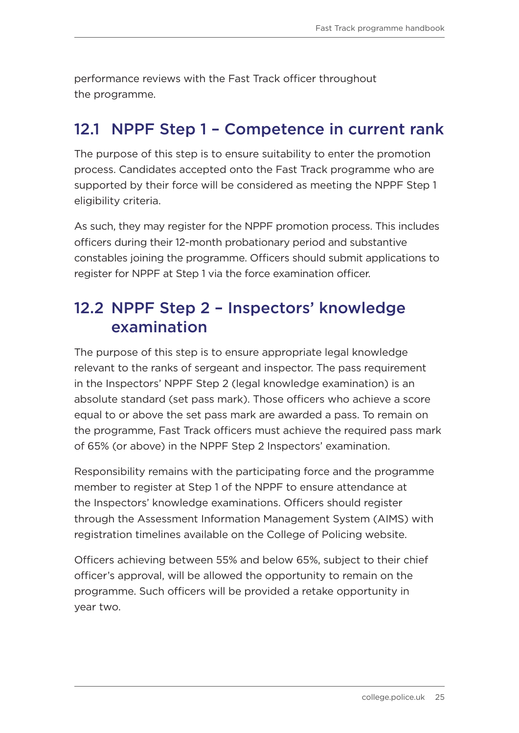performance reviews with the Fast Track officer throughout the programme.

## 12.1 NPPF Step 1 – Competence in current rank

The purpose of this step is to ensure suitability to enter the promotion process. Candidates accepted onto the Fast Track programme who are supported by their force will be considered as meeting the NPPF Step 1 eligibility criteria.

As such, they may register for the NPPF promotion process. This includes officers during their 12-month probationary period and substantive constables joining the programme. Officers should submit applications to register for NPPF at Step 1 via the force examination officer.

## 12.2 NPPF Step 2 – Inspectors' knowledge examination

The purpose of this step is to ensure appropriate legal knowledge relevant to the ranks of sergeant and inspector. The pass requirement in the Inspectors' NPPF Step 2 (legal knowledge examination) is an absolute standard (set pass mark). Those officers who achieve a score equal to or above the set pass mark are awarded a pass. To remain on the programme, Fast Track officers must achieve the required pass mark of 65% (or above) in the NPPF Step 2 Inspectors' examination.

Responsibility remains with the participating force and the programme member to register at Step 1 of the NPPF to ensure attendance at the Inspectors' knowledge examinations. Officers should register through the Assessment Information Management System (AIMS) with registration timelines available on the College of Policing website.

Officers achieving between 55% and below 65%, subject to their chief officer's approval, will be allowed the opportunity to remain on the programme. Such officers will be provided a retake opportunity in year two.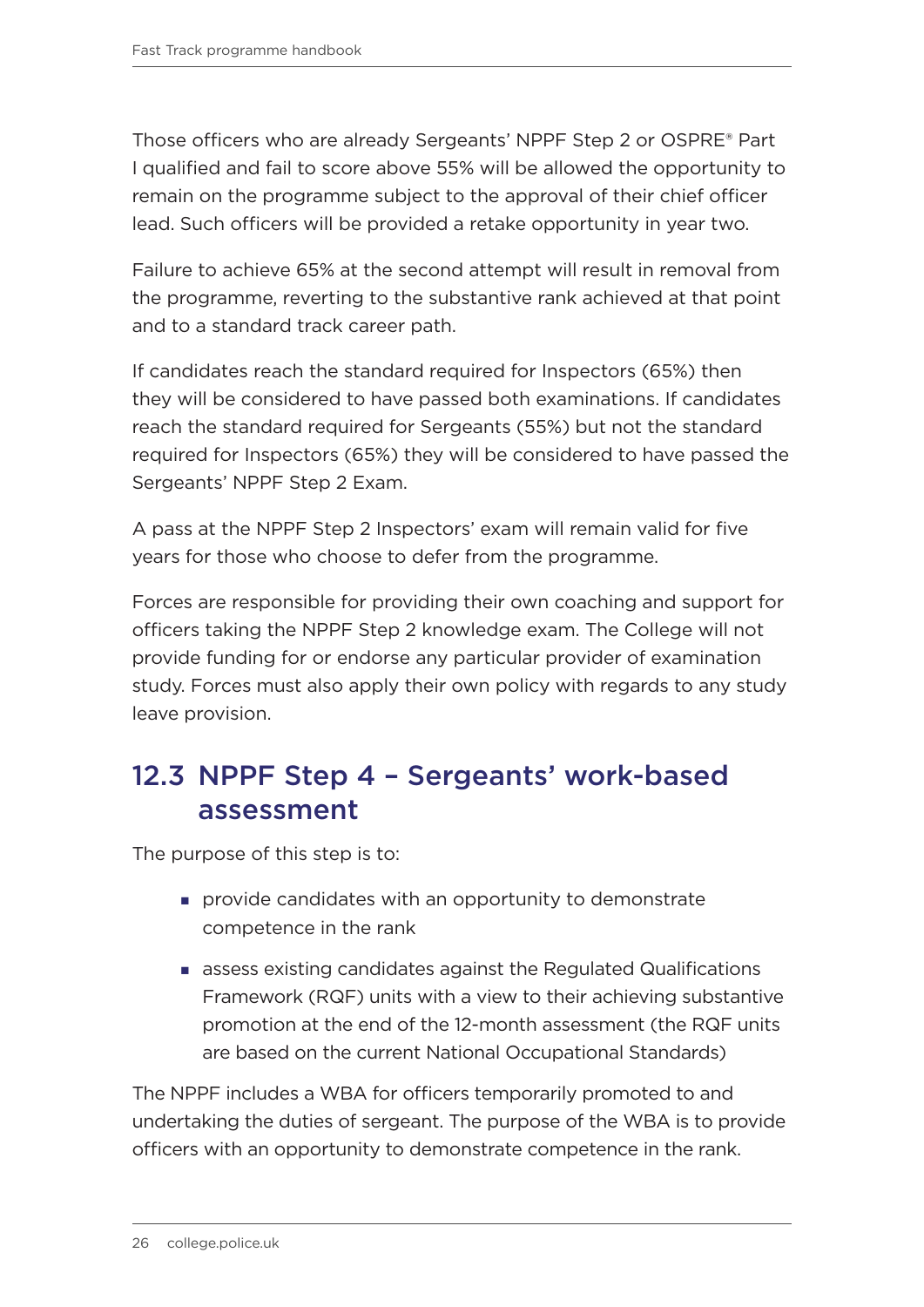Those officers who are already Sergeants' NPPF Step 2 or OSPRE® Part I qualified and fail to score above 55% will be allowed the opportunity to remain on the programme subject to the approval of their chief officer lead. Such officers will be provided a retake opportunity in year two.

Failure to achieve 65% at the second attempt will result in removal from the programme, reverting to the substantive rank achieved at that point and to a standard track career path.

If candidates reach the standard required for Inspectors (65%) then they will be considered to have passed both examinations. If candidates reach the standard required for Sergeants (55%) but not the standard required for Inspectors (65%) they will be considered to have passed the Sergeants' NPPF Step 2 Exam.

A pass at the NPPF Step 2 Inspectors' exam will remain valid for five years for those who choose to defer from the programme.

Forces are responsible for providing their own coaching and support for officers taking the NPPF Step 2 knowledge exam. The College will not provide funding for or endorse any particular provider of examination study. Forces must also apply their own policy with regards to any study leave provision.

## 12.3 NPPF Step 4 – Sergeants' work-based assessment

The purpose of this step is to:

- provide candidates with an opportunity to demonstrate competence in the rank
- assess existing candidates against the Regulated Qualifications Framework (RQF) units with a view to their achieving substantive promotion at the end of the 12-month assessment (the RQF units are based on the current National Occupational Standards)

The NPPF includes a WBA for officers temporarily promoted to and undertaking the duties of sergeant. The purpose of the WBA is to provide officers with an opportunity to demonstrate competence in the rank.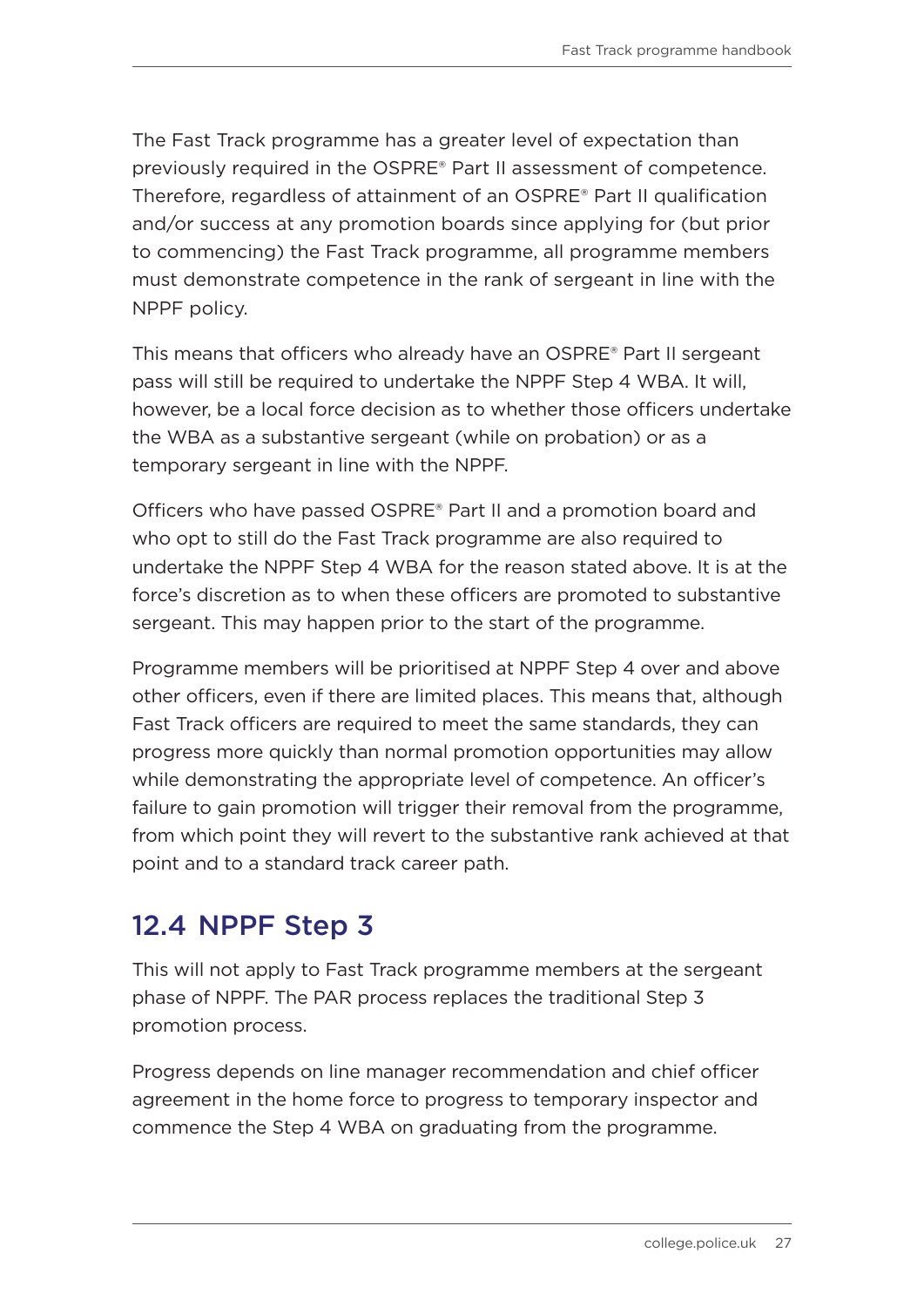The Fast Track programme has a greater level of expectation than previously required in the OSPRE® Part II assessment of competence. Therefore, regardless of attainment of an OSPRE® Part II qualification and/or success at any promotion boards since applying for (but prior to commencing) the Fast Track programme, all programme members must demonstrate competence in the rank of sergeant in line with the NPPF policy.

This means that officers who already have an OSPRE® Part II sergeant pass will still be required to undertake the NPPF Step 4 WBA. It will, however, be a local force decision as to whether those officers undertake the WBA as a substantive sergeant (while on probation) or as a temporary sergeant in line with the NPPF.

Officers who have passed OSPRE® Part II and a promotion board and who opt to still do the Fast Track programme are also required to undertake the NPPF Step 4 WBA for the reason stated above. It is at the force's discretion as to when these officers are promoted to substantive sergeant. This may happen prior to the start of the programme.

Programme members will be prioritised at NPPF Step 4 over and above other officers, even if there are limited places. This means that, although Fast Track officers are required to meet the same standards, they can progress more quickly than normal promotion opportunities may allow while demonstrating the appropriate level of competence. An officer's failure to gain promotion will trigger their removal from the programme, from which point they will revert to the substantive rank achieved at that point and to a standard track career path.

## 12.4 NPPF Step 3

This will not apply to Fast Track programme members at the sergeant phase of NPPF. The PAR process replaces the traditional Step 3 promotion process.

Progress depends on line manager recommendation and chief officer agreement in the home force to progress to temporary inspector and commence the Step 4 WBA on graduating from the programme.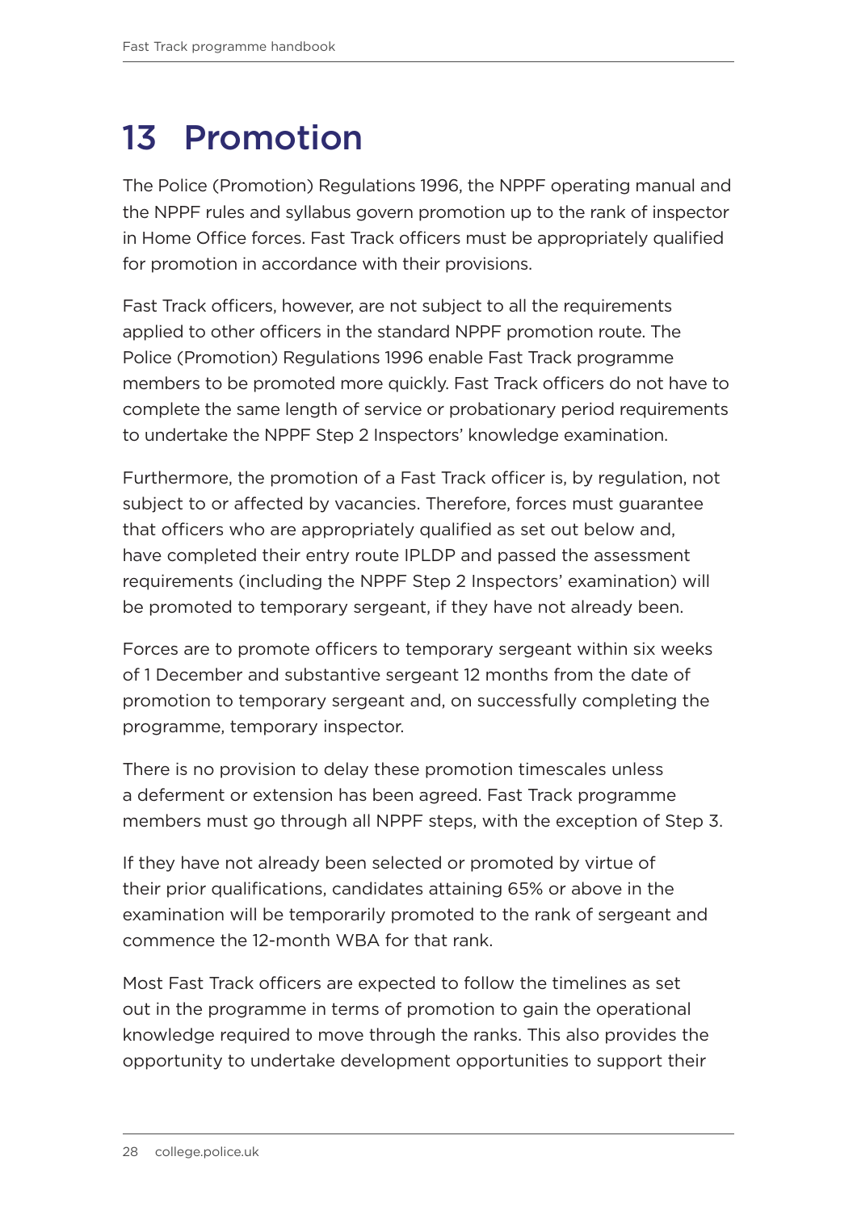# 13 Promotion

The Police (Promotion) Regulations 1996, the NPPF operating manual and the NPPF rules and syllabus govern promotion up to the rank of inspector in Home Office forces. Fast Track officers must be appropriately qualified for promotion in accordance with their provisions.

Fast Track officers, however, are not subject to all the requirements applied to other officers in the standard NPPF promotion route. The Police (Promotion) Regulations 1996 enable Fast Track programme members to be promoted more quickly. Fast Track officers do not have to complete the same length of service or probationary period requirements to undertake the NPPF Step 2 Inspectors' knowledge examination.

Furthermore, the promotion of a Fast Track officer is, by regulation, not subject to or affected by vacancies. Therefore, forces must guarantee that officers who are appropriately qualified as set out below and, have completed their entry route IPLDP and passed the assessment requirements (including the NPPF Step 2 Inspectors' examination) will be promoted to temporary sergeant, if they have not already been.

Forces are to promote officers to temporary sergeant within six weeks of 1 December and substantive sergeant 12 months from the date of promotion to temporary sergeant and, on successfully completing the programme, temporary inspector.

There is no provision to delay these promotion timescales unless a deferment or extension has been agreed. Fast Track programme members must go through all NPPF steps, with the exception of Step 3.

If they have not already been selected or promoted by virtue of their prior qualifications, candidates attaining 65% or above in the examination will be temporarily promoted to the rank of sergeant and commence the 12-month WBA for that rank.

Most Fast Track officers are expected to follow the timelines as set out in the programme in terms of promotion to gain the operational knowledge required to move through the ranks. This also provides the opportunity to undertake development opportunities to support their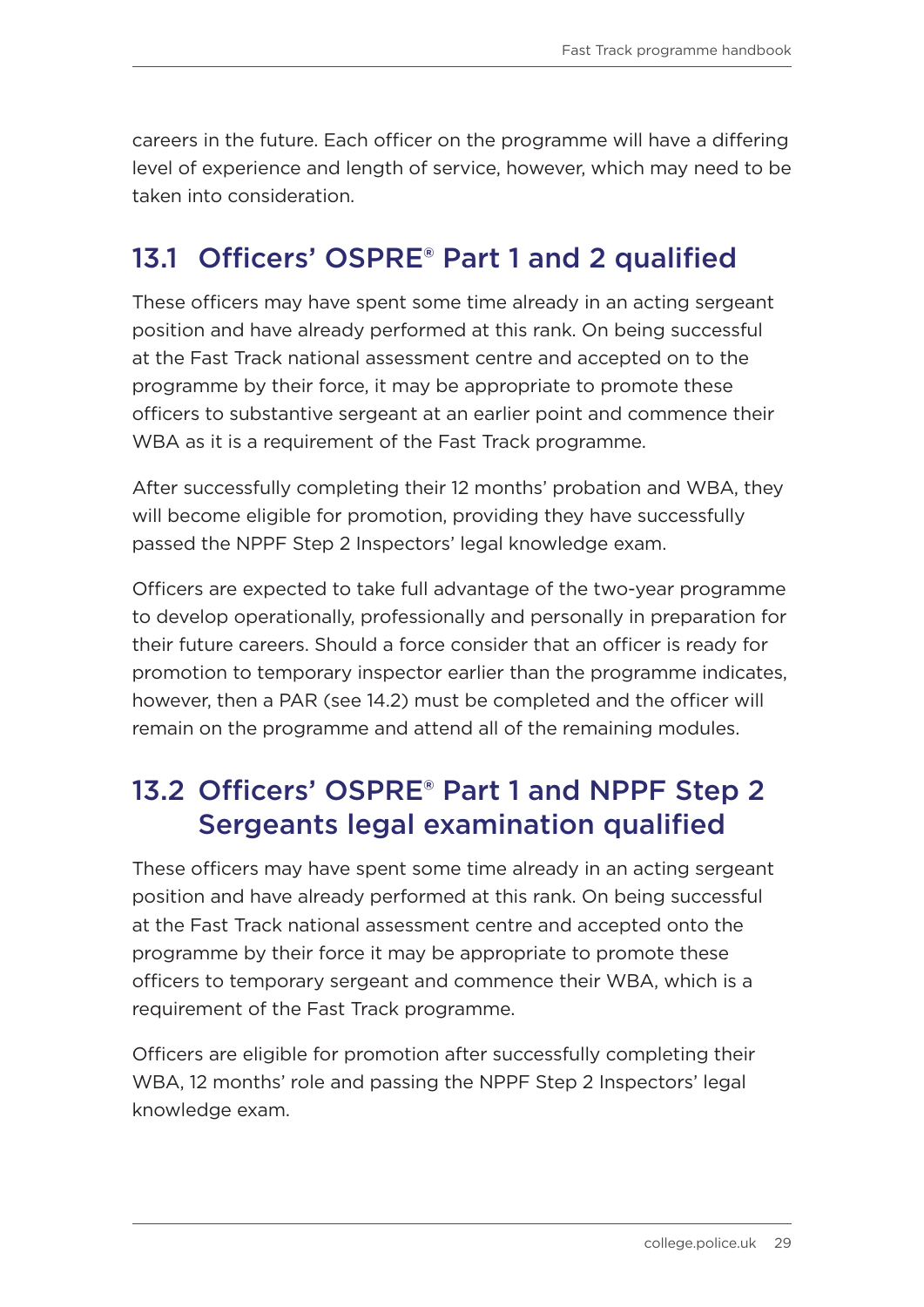careers in the future. Each officer on the programme will have a differing level of experience and length of service, however, which may need to be taken into consideration.

## 13.1 Officers' OSPRE® Part 1 and 2 qualified

These officers may have spent some time already in an acting sergeant position and have already performed at this rank. On being successful at the Fast Track national assessment centre and accepted on to the programme by their force, it may be appropriate to promote these officers to substantive sergeant at an earlier point and commence their WBA as it is a requirement of the Fast Track programme.

After successfully completing their 12 months' probation and WBA, they will become eligible for promotion, providing they have successfully passed the NPPF Step 2 Inspectors' legal knowledge exam.

Officers are expected to take full advantage of the two-year programme to develop operationally, professionally and personally in preparation for their future careers. Should a force consider that an officer is ready for promotion to temporary inspector earlier than the programme indicates, however, then a PAR (see 14.2) must be completed and the officer will remain on the programme and attend all of the remaining modules.

## 13.2 Officers' OSPRE® Part 1 and NPPF Step 2 Sergeants legal examination qualified

These officers may have spent some time already in an acting sergeant position and have already performed at this rank. On being successful at the Fast Track national assessment centre and accepted onto the programme by their force it may be appropriate to promote these officers to temporary sergeant and commence their WBA, which is a requirement of the Fast Track programme.

Officers are eligible for promotion after successfully completing their WBA, 12 months' role and passing the NPPF Step 2 Inspectors' legal knowledge exam.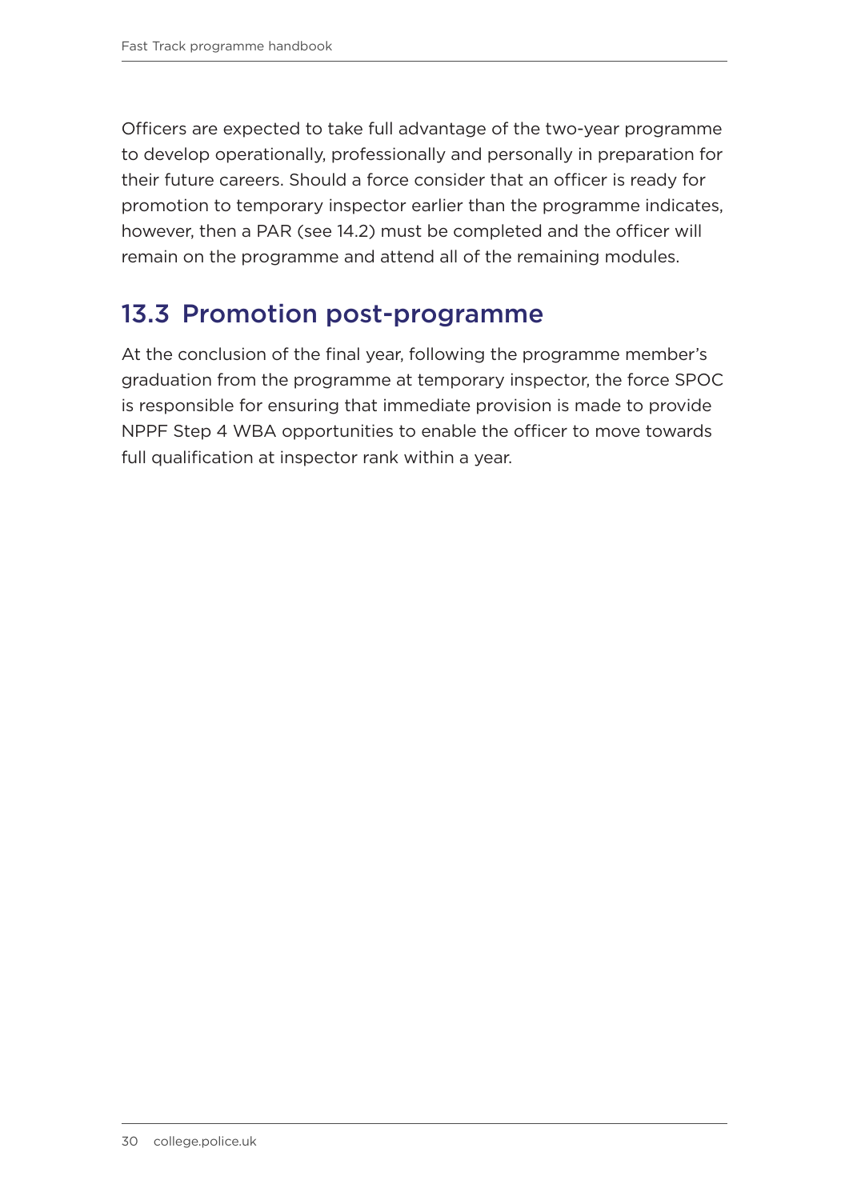Officers are expected to take full advantage of the two-year programme to develop operationally, professionally and personally in preparation for their future careers. Should a force consider that an officer is ready for promotion to temporary inspector earlier than the programme indicates, however, then a PAR (see 14.2) must be completed and the officer will remain on the programme and attend all of the remaining modules.

## 13.3 Promotion post-programme

At the conclusion of the final year, following the programme member's graduation from the programme at temporary inspector, the force SPOC is responsible for ensuring that immediate provision is made to provide NPPF Step 4 WBA opportunities to enable the officer to move towards full qualification at inspector rank within a year.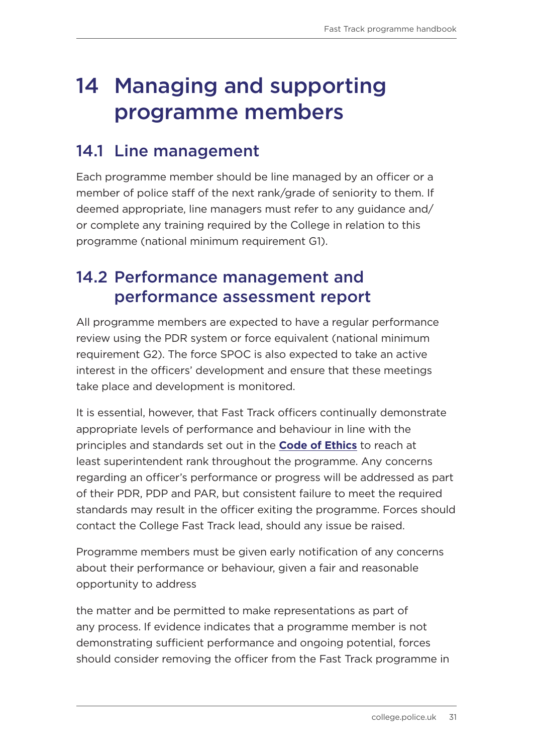# 14 Managing and supporting programme members

## 14.1 Line management

Each programme member should be line managed by an officer or a member of police staff of the next rank/grade of seniority to them. If deemed appropriate, line managers must refer to any guidance and/or complete any training required by the College in relation to this programme (national minimum requirement G1).

## 14.2 Performance management and performance assessment report

All programme members are expected to have a regular performance review using the PDR system or force equivalent (national minimum requirement G2). The force SPOC is also expected to take an active interest in the officers' development and ensure that these meetings take place and development is monitored.

It is essential, however, that Fast Track officers continually demonstrate appropriate levels of performance and behaviour in line with the principles and standards set out in the **Code of Ethics** to reach at least superintendent rank throughout the programme. Any concerns regarding an officer's performance or progress will be addressed as part of their PDR, PDP and PAR, but consistent failure to meet the required standards may result in the officer exiting the programme. Forces should contact the College Fast Track lead, should any issue be raised.

Programme members must be given early notification of any concerns about their performance or behaviour, given a fair and reasonable opportunity to address

the matter and be permitted to make representations as part of any process. If evidence indicates that a programme member is not demonstrating sufficient performance and ongoing potential, forces should consider removing the officer from the Fast Track programme in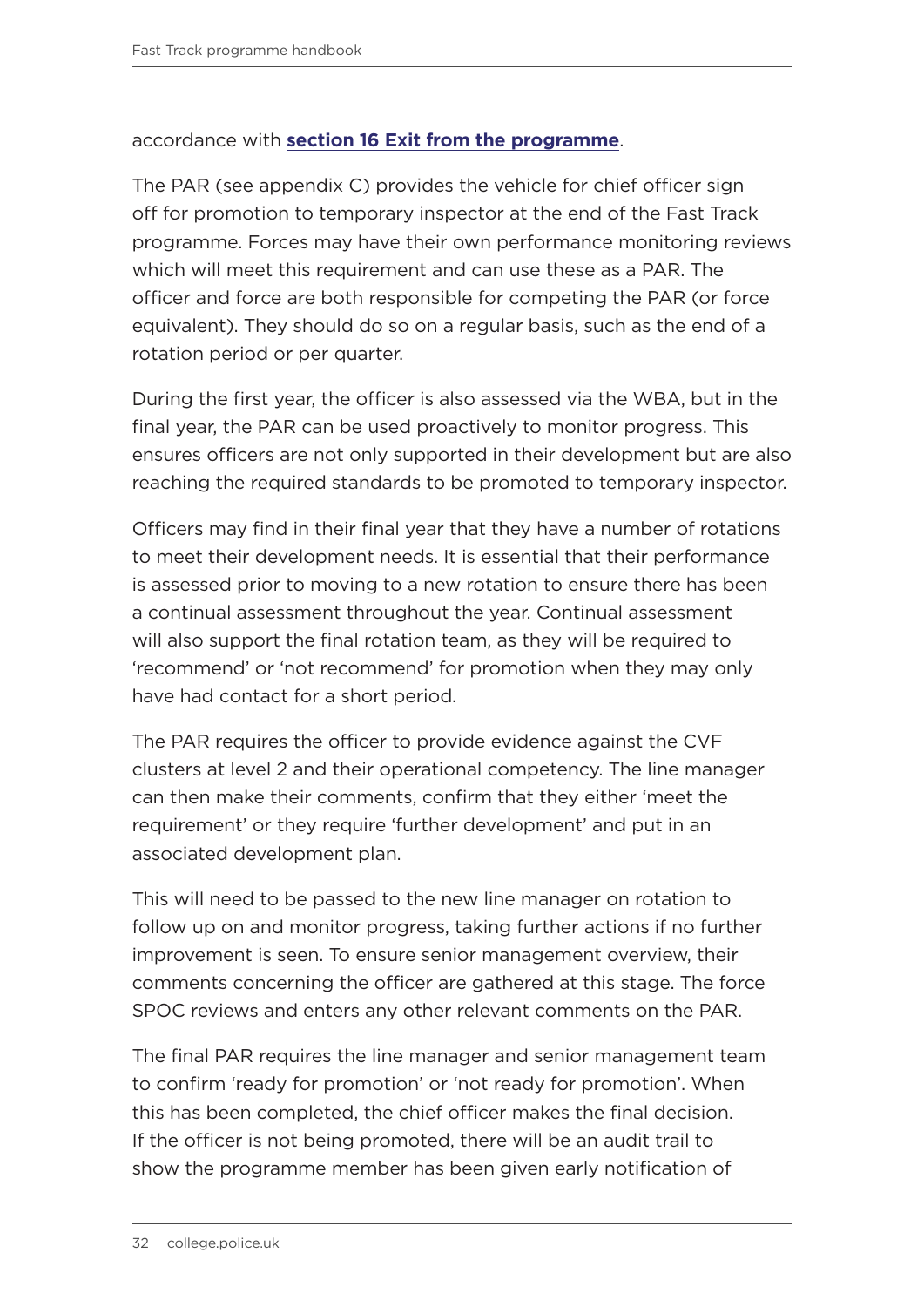accordance with **section 16 Exit from the programme**.

The PAR (see appendix C) provides the vehicle for chief officer sign off for promotion to temporary inspector at the end of the Fast Track programme. Forces may have their own performance monitoring reviews which will meet this requirement and can use these as a PAR. The officer and force are both responsible for competing the PAR (or force equivalent). They should do so on a regular basis, such as the end of a rotation period or per quarter.

During the first year, the officer is also assessed via the WBA, but in the final year, the PAR can be used proactively to monitor progress. This ensures officers are not only supported in their development but are also reaching the required standards to be promoted to temporary inspector.

Officers may find in their final year that they have a number of rotations to meet their development needs. It is essential that their performance is assessed prior to moving to a new rotation to ensure there has been a continual assessment throughout the year. Continual assessment will also support the final rotation team, as they will be required to 'recommend' or 'not recommend' for promotion when they may only have had contact for a short period.

The PAR requires the officer to provide evidence against the CVF clusters at level 2 and their operational competency. The line manager can then make their comments, confirm that they either 'meet the requirement' or they require 'further development' and put in an associated development plan.

This will need to be passed to the new line manager on rotation to follow up on and monitor progress, taking further actions if no further improvement is seen. To ensure senior management overview, their comments concerning the officer are gathered at this stage. The force SPOC reviews and enters any other relevant comments on the PAR.

The final PAR requires the line manager and senior management team to confirm 'ready for promotion' or 'not ready for promotion'. When this has been completed, the chief officer makes the final decision. If the officer is not being promoted, there will be an audit trail to show the programme member has been given early notification of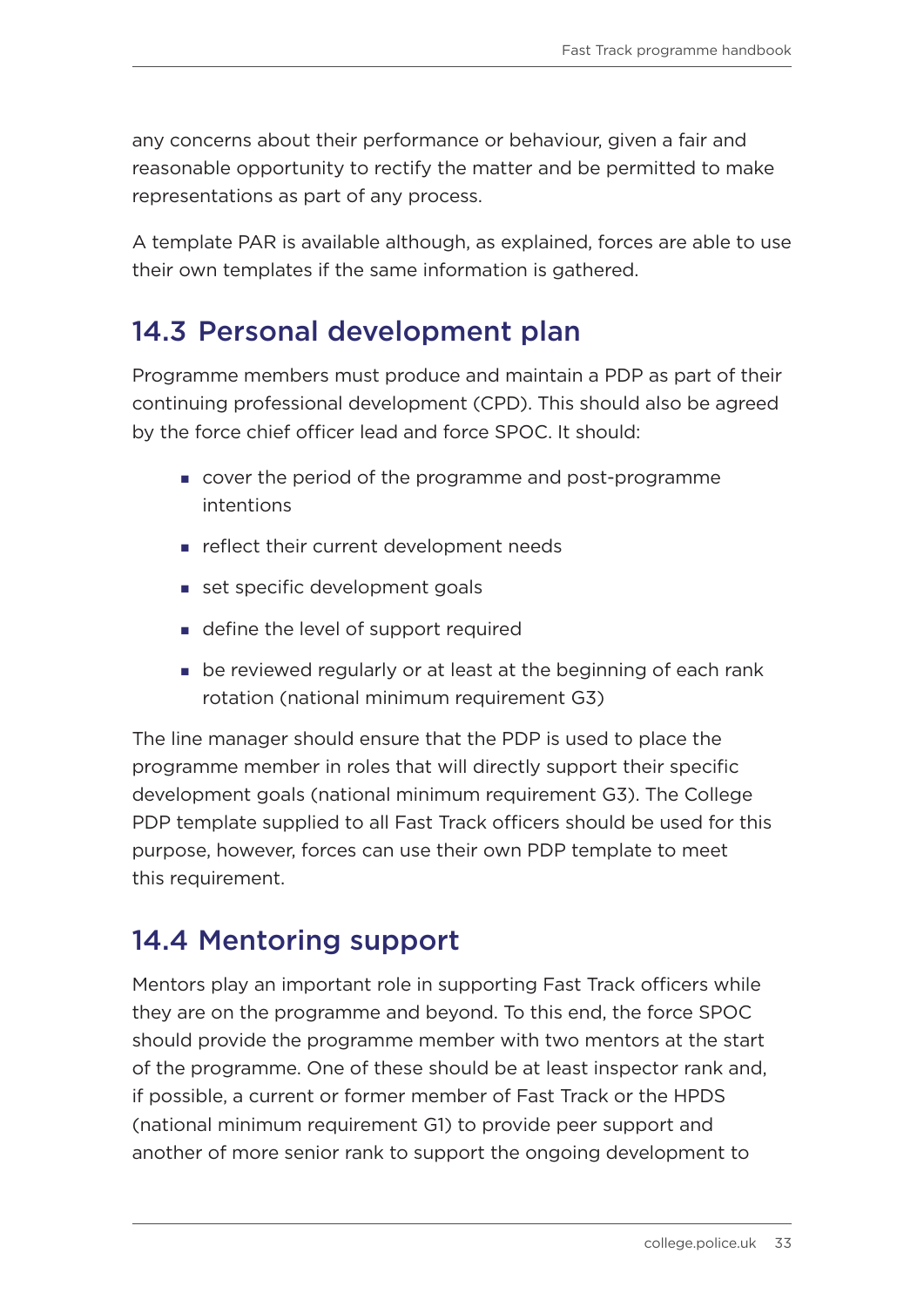any concerns about their performance or behaviour, given a fair and reasonable opportunity to rectify the matter and be permitted to make representations as part of any process.

A template PAR is available although, as explained, forces are able to use their own templates if the same information is gathered.

## 14.3 Personal development plan

Programme members must produce and maintain a PDP as part of their continuing professional development (CPD). This should also be agreed by the force chief officer lead and force SPOC. It should:

- cover the period of the programme and post-programme intentions
- reflect their current development needs
- set specific development goals
- define the level of support required
- be reviewed regularly or at least at the beginning of each rank rotation (national minimum requirement G3)

The line manager should ensure that the PDP is used to place the programme member in roles that will directly support their specific development goals (national minimum requirement G3). The College PDP template supplied to all Fast Track officers should be used for this purpose, however, forces can use their own PDP template to meet this requirement.

## 14.4 Mentoring support

Mentors play an important role in supporting Fast Track officers while they are on the programme and beyond. To this end, the force SPOC should provide the programme member with two mentors at the start of the programme. One of these should be at least inspector rank and, if possible, a current or former member of Fast Track or the HPDS (national minimum requirement G1) to provide peer support and another of more senior rank to support the ongoing development to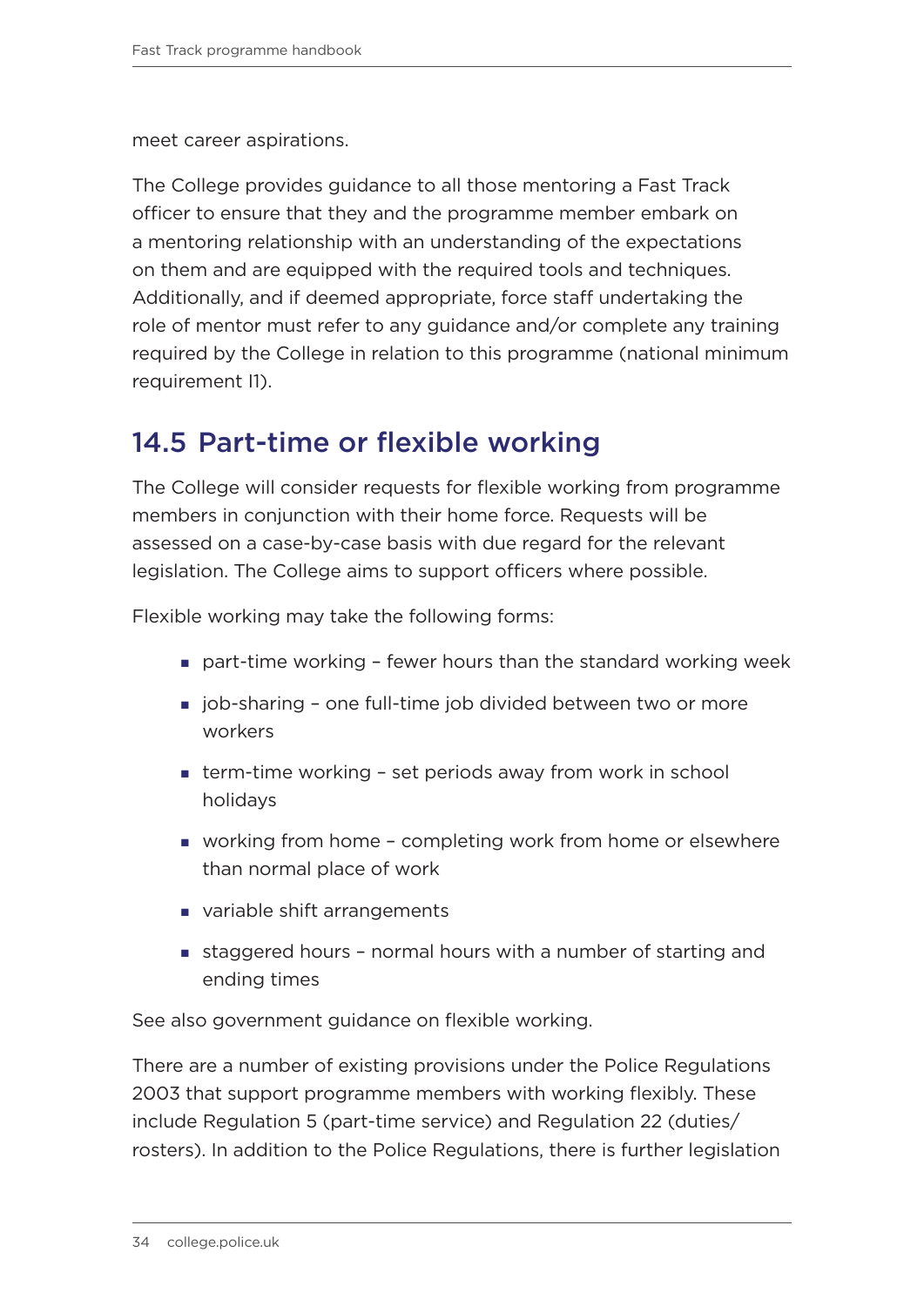meet career aspirations.

The College provides guidance to all those mentoring a Fast Track officer to ensure that they and the programme member embark on a mentoring relationship with an understanding of the expectations on them and are equipped with the required tools and techniques. Additionally, and if deemed appropriate, force staff undertaking the role of mentor must refer to any guidance and/or complete any training required by the College in relation to this programme (national minimum requirement I1).

## 14.5 Part-time or flexible working

The College will consider requests for flexible working from programme members in conjunction with their home force. Requests will be assessed on a case-by-case basis with due regard for the relevant legislation. The College aims to support officers where possible.

Flexible working may take the following forms:

- part-time working – fewer hours than the standard working week
- job-sharing – one full-time job divided between two or more workers
- term-time working – set periods away from work in school holidays
- working from home – completing work from home or elsewhere than normal place of work
- variable shift arrangements
- staggered hours – normal hours with a number of starting and ending times

See also government guidance on flexible working.

There are a number of existing provisions under the Police Regulations 2003 that support programme members with working flexibly. These include Regulation 5 (part-time service) and Regulation 22 (duties/rosters). In addition to the Police Regulations, there is further legislation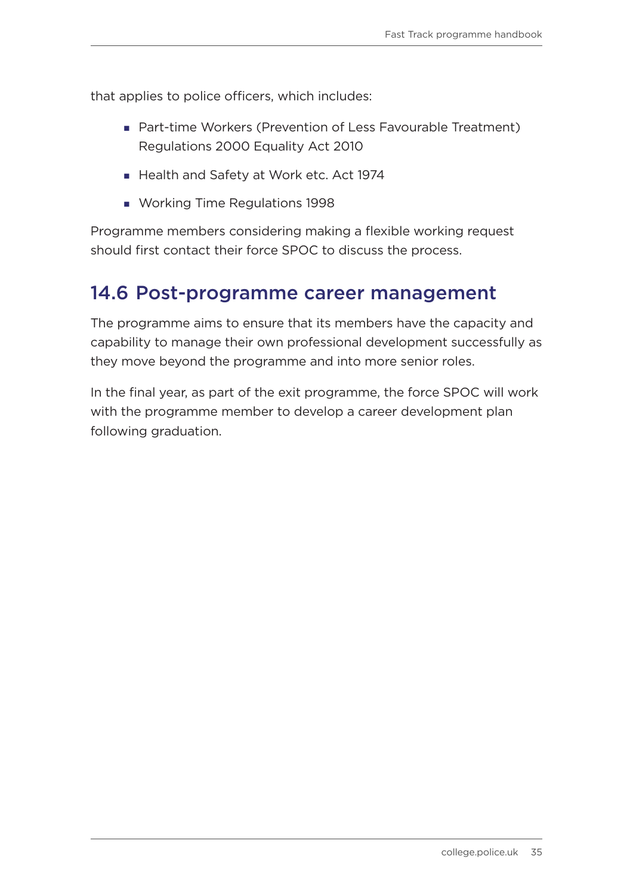that applies to police officers, which includes:

- Part-time Workers (Prevention of Less Favourable Treatment) Regulations 2000 Equality Act 2010
- Health and Safety at Work etc. Act 1974
- Working Time Regulations 1998

Programme members considering making a flexible working request should first contact their force SPOC to discuss the process.

## 14.6 Post-programme career management

The programme aims to ensure that its members have the capacity and capability to manage their own professional development successfully as they move beyond the programme and into more senior roles.

In the final year, as part of the exit programme, the force SPOC will work with the programme member to develop a career development plan following graduation.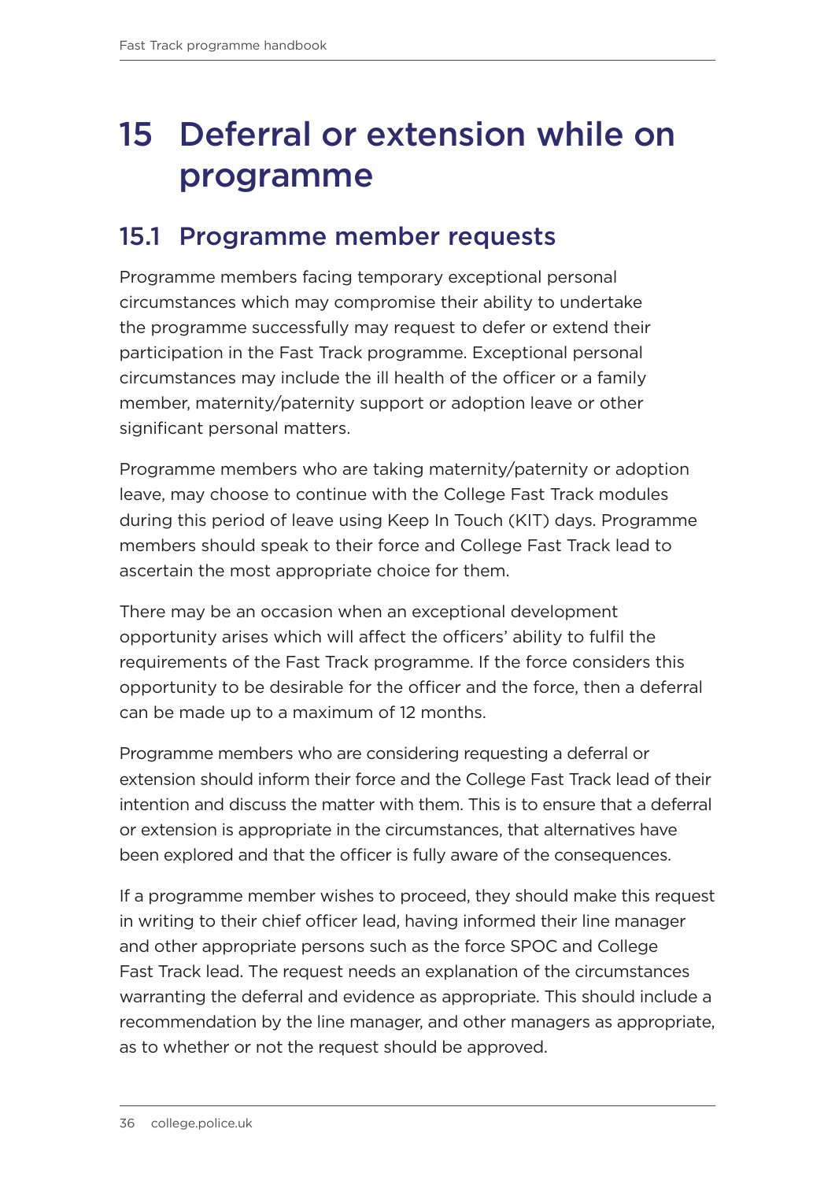# 15 Deferral or extension while on programme

## 15.1 Programme member requests

Programme members facing temporary exceptional personal circumstances which may compromise their ability to undertake the programme successfully may request to defer or extend their participation in the Fast Track programme. Exceptional personal circumstances may include the ill health of the officer or a family member, maternity/paternity support or adoption leave or other significant personal matters.

Programme members who are taking maternity/paternity or adoption leave, may choose to continue with the College Fast Track modules during this period of leave using Keep In Touch (KIT) days. Programme members should speak to their force and College Fast Track lead to ascertain the most appropriate choice for them.

There may be an occasion when an exceptional development opportunity arises which will affect the officers' ability to fulfil the requirements of the Fast Track programme. If the force considers this opportunity to be desirable for the officer and the force, then a deferral can be made up to a maximum of 12 months.

Programme members who are considering requesting a deferral or extension should inform their force and the College Fast Track lead of their intention and discuss the matter with them. This is to ensure that a deferral or extension is appropriate in the circumstances, that alternatives have been explored and that the officer is fully aware of the consequences.

If a programme member wishes to proceed, they should make this request in writing to their chief officer lead, having informed their line manager and other appropriate persons such as the force SPOC and College Fast Track lead. The request needs an explanation of the circumstances warranting the deferral and evidence as appropriate. This should include a recommendation by the line manager, and other managers as appropriate, as to whether or not the request should be approved.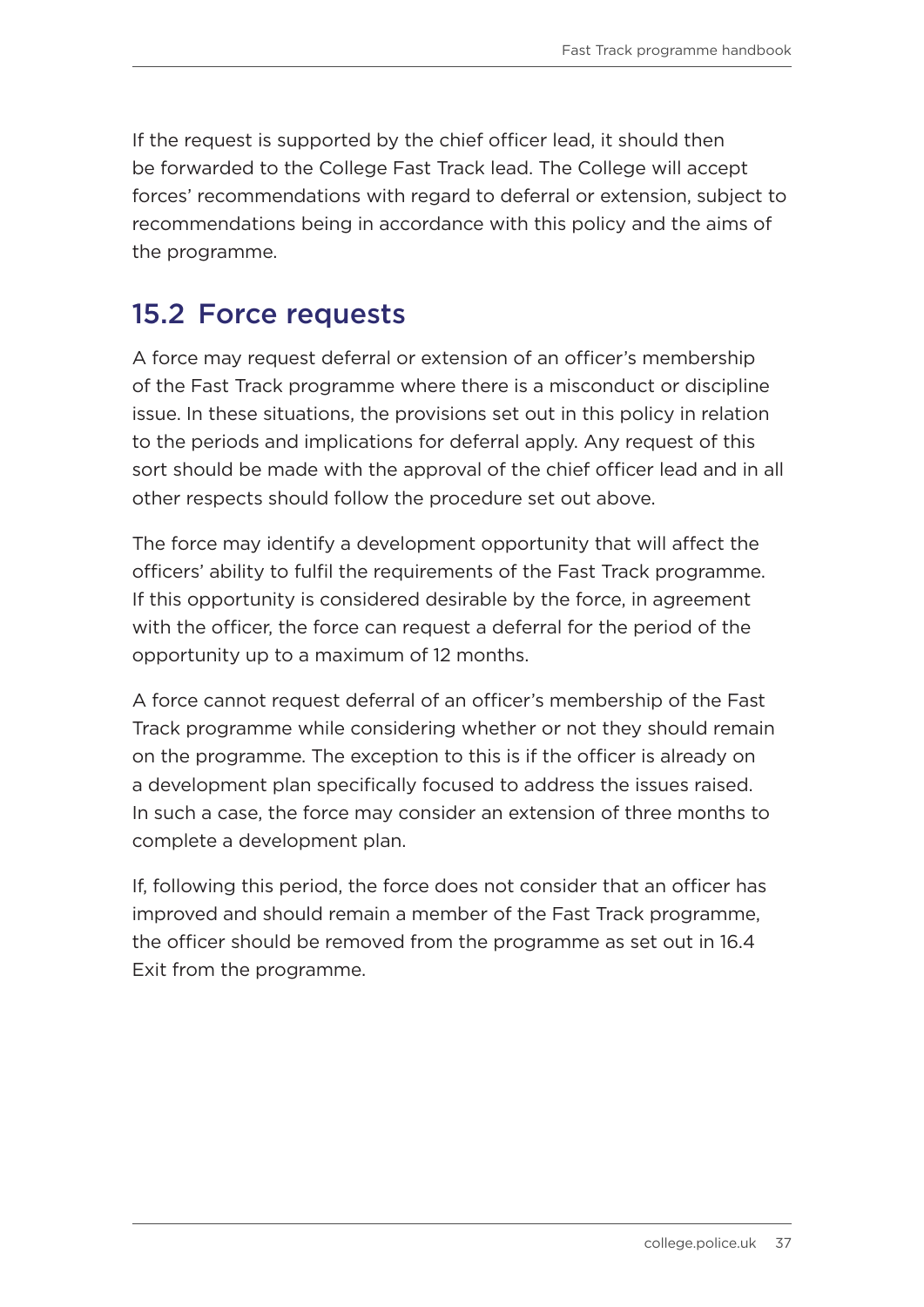If the request is supported by the chief officer lead, it should then be forwarded to the College Fast Track lead. The College will accept forces' recommendations with regard to deferral or extension, subject to recommendations being in accordance with this policy and the aims of the programme.

## 15.2 Force requests

A force may request deferral or extension of an officer's membership of the Fast Track programme where there is a misconduct or discipline issue. In these situations, the provisions set out in this policy in relation to the periods and implications for deferral apply. Any request of this sort should be made with the approval of the chief officer lead and in all other respects should follow the procedure set out above.

The force may identify a development opportunity that will affect the officers' ability to fulfil the requirements of the Fast Track programme. If this opportunity is considered desirable by the force, in agreement with the officer, the force can request a deferral for the period of the opportunity up to a maximum of 12 months.

A force cannot request deferral of an officer's membership of the Fast Track programme while considering whether or not they should remain on the programme. The exception to this is if the officer is already on a development plan specifically focused to address the issues raised. In such a case, the force may consider an extension of three months to complete a development plan.

If, following this period, the force does not consider that an officer has improved and should remain a member of the Fast Track programme, the officer should be removed from the programme as set out in 16.4 Exit from the programme.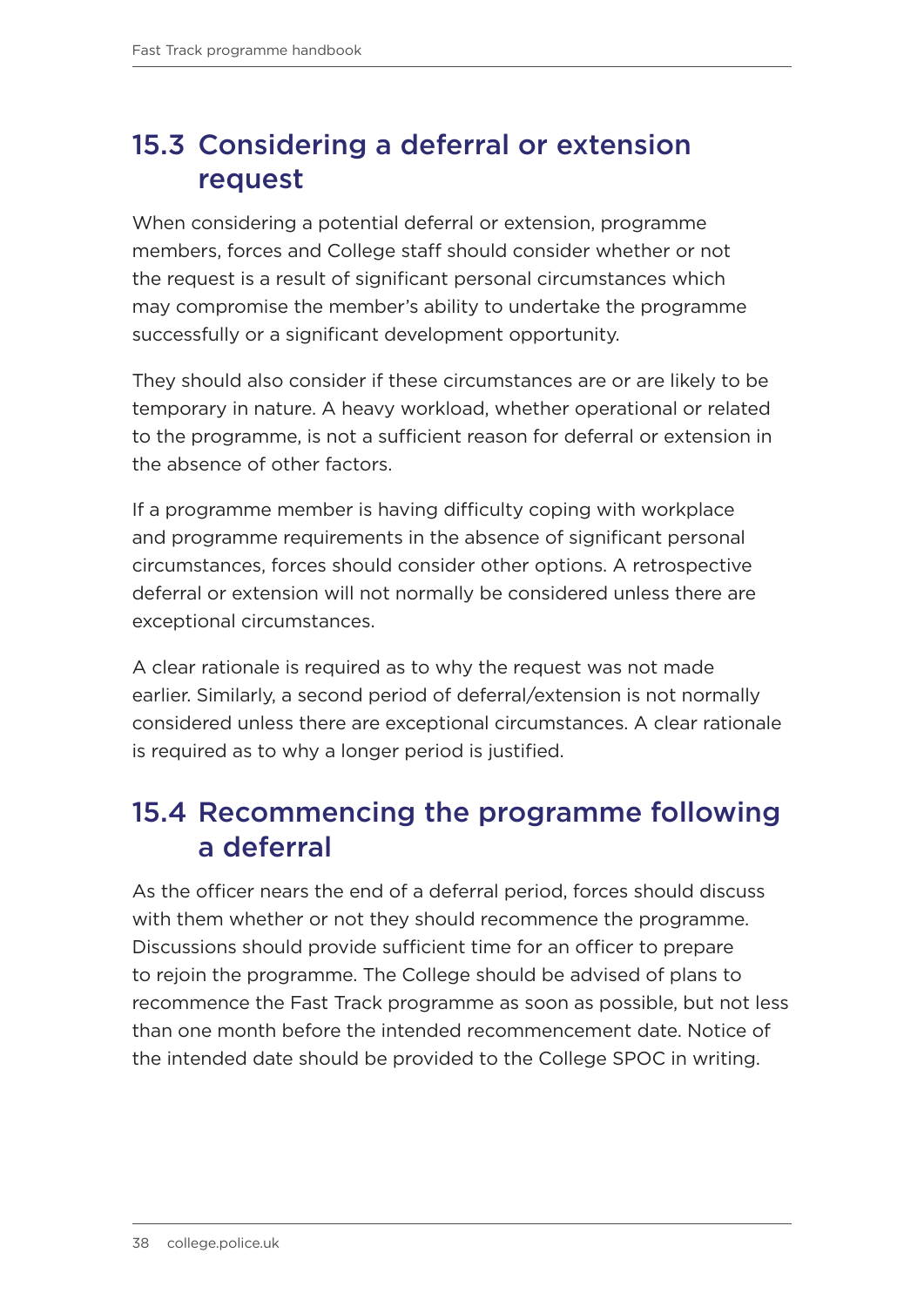## 15.3 Considering a deferral or extension request

When considering a potential deferral or extension, programme members, forces and College staff should consider whether or not the request is a result of significant personal circumstances which may compromise the member's ability to undertake the programme successfully or a significant development opportunity.

They should also consider if these circumstances are or are likely to be temporary in nature. A heavy workload, whether operational or related to the programme, is not a sufficient reason for deferral or extension in the absence of other factors.

If a programme member is having difficulty coping with workplace and programme requirements in the absence of significant personal circumstances, forces should consider other options. A retrospective deferral or extension will not normally be considered unless there are exceptional circumstances.

A clear rationale is required as to why the request was not made earlier. Similarly, a second period of deferral/extension is not normally considered unless there are exceptional circumstances. A clear rationale is required as to why a longer period is justified.

## 15.4 Recommencing the programme following a deferral

As the officer nears the end of a deferral period, forces should discuss with them whether or not they should recommence the programme. Discussions should provide sufficient time for an officer to prepare to rejoin the programme. The College should be advised of plans to recommence the Fast Track programme as soon as possible, but not less than one month before the intended recommencement date. Notice of the intended date should be provided to the College SPOC in writing.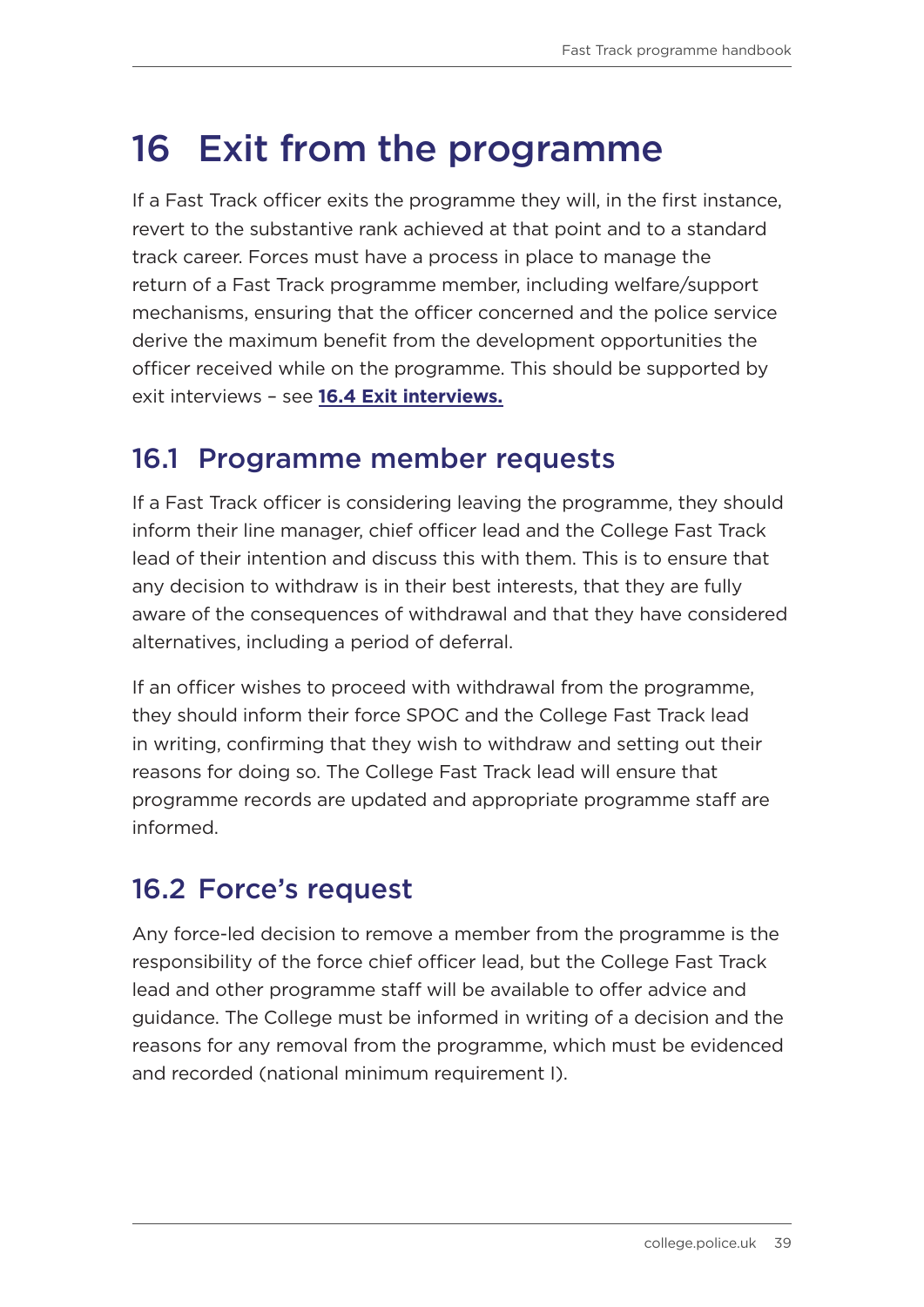# 16 Exit from the programme

If a Fast Track officer exits the programme they will, in the first instance, revert to the substantive rank achieved at that point and to a standard track career. Forces must have a process in place to manage the return of a Fast Track programme member, including welfare/support mechanisms, ensuring that the officer concerned and the police service derive the maximum benefit from the development opportunities the officer received while on the programme. This should be supported by exit interviews – see **16.4 Exit interviews.**

## 16.1 Programme member requests

If a Fast Track officer is considering leaving the programme, they should inform their line manager, chief officer lead and the College Fast Track lead of their intention and discuss this with them. This is to ensure that any decision to withdraw is in their best interests, that they are fully aware of the consequences of withdrawal and that they have considered alternatives, including a period of deferral.

If an officer wishes to proceed with withdrawal from the programme, they should inform their force SPOC and the College Fast Track lead in writing, confirming that they wish to withdraw and setting out their reasons for doing so. The College Fast Track lead will ensure that programme records are updated and appropriate programme staff are informed.

## 16.2 Force's request

Any force-led decision to remove a member from the programme is the responsibility of the force chief officer lead, but the College Fast Track lead and other programme staff will be available to offer advice and guidance. The College must be informed in writing of a decision and the reasons for any removal from the programme, which must be evidenced and recorded (national minimum requirement I).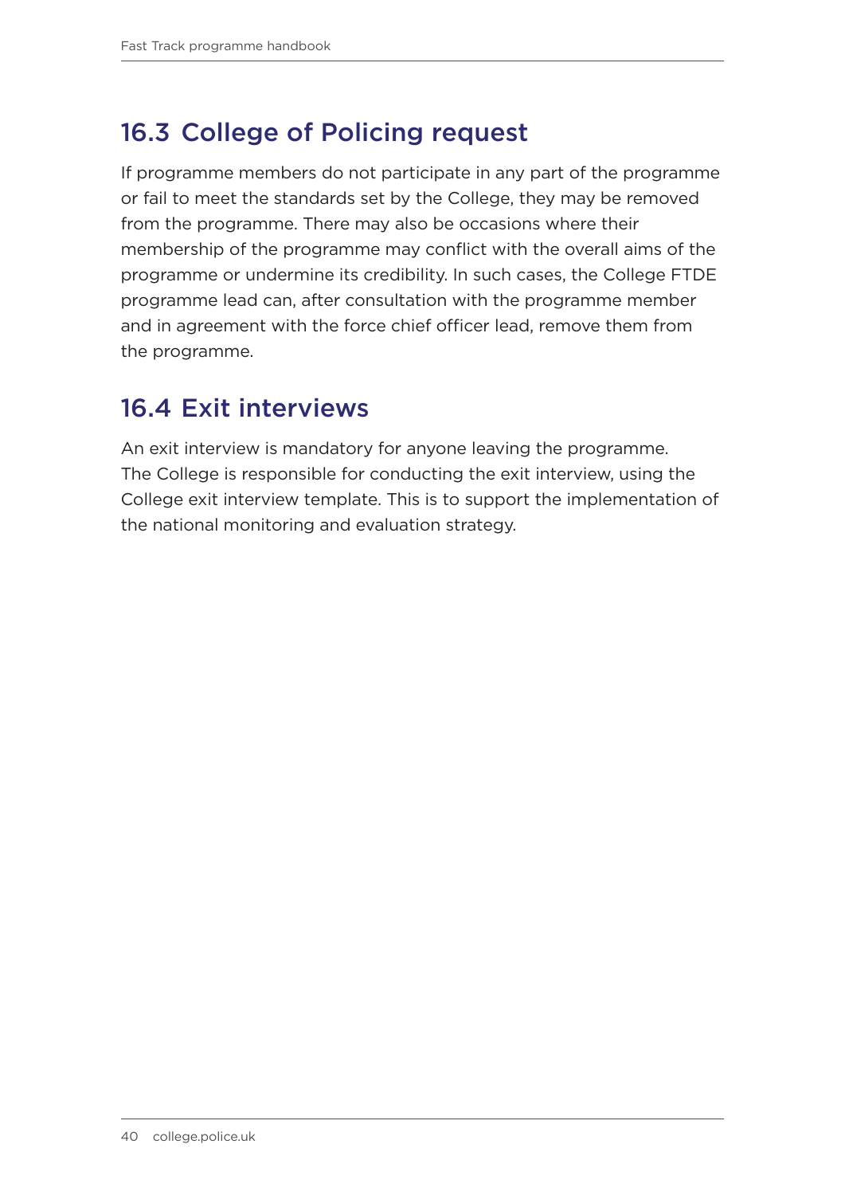## 16.3 College of Policing request

If programme members do not participate in any part of the programme or fail to meet the standards set by the College, they may be removed from the programme. There may also be occasions where their membership of the programme may conflict with the overall aims of the programme or undermine its credibility. In such cases, the College FTDE programme lead can, after consultation with the programme member and in agreement with the force chief officer lead, remove them from the programme.

## 16.4 Exit interviews

An exit interview is mandatory for anyone leaving the programme. The College is responsible for conducting the exit interview, using the College exit interview template. This is to support the implementation of the national monitoring and evaluation strategy.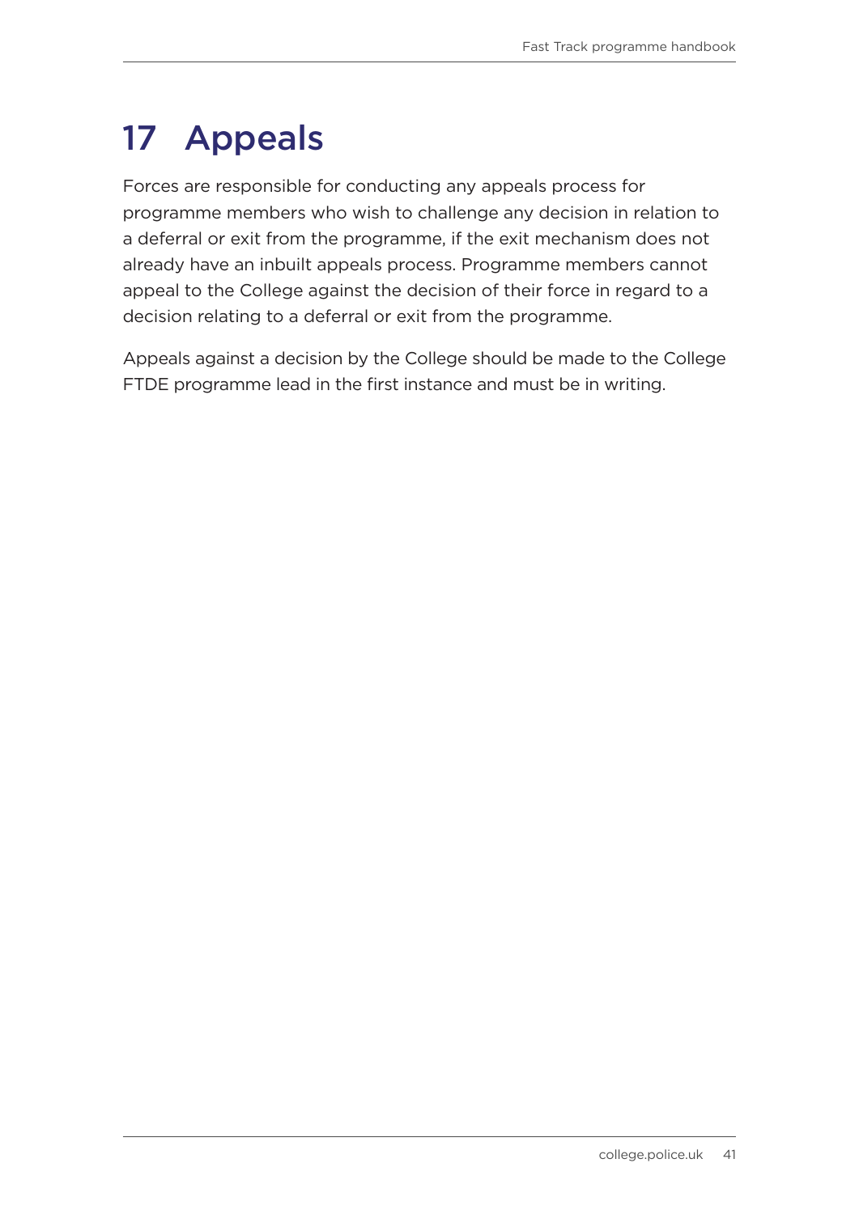# 17 Appeals

Forces are responsible for conducting any appeals process for programme members who wish to challenge any decision in relation to a deferral or exit from the programme, if the exit mechanism does not already have an inbuilt appeals process. Programme members cannot appeal to the College against the decision of their force in regard to a decision relating to a deferral or exit from the programme.

Appeals against a decision by the College should be made to the College FTDE programme lead in the first instance and must be in writing.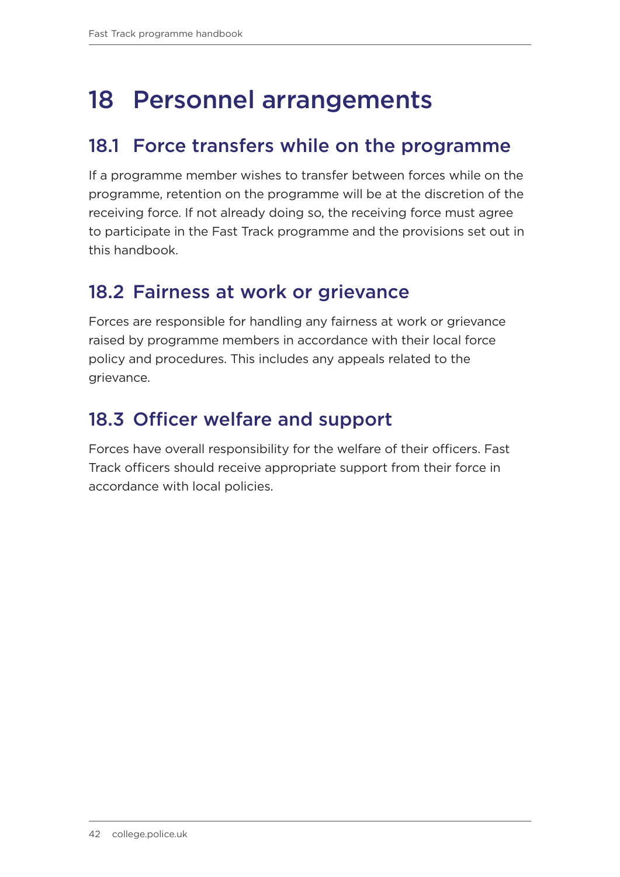# 18 Personnel arrangements

## 18.1 Force transfers while on the programme

If a programme member wishes to transfer between forces while on the programme, retention on the programme will be at the discretion of the receiving force. If not already doing so, the receiving force must agree to participate in the Fast Track programme and the provisions set out in this handbook.

## 18.2 Fairness at work or grievance

Forces are responsible for handling any fairness at work or grievance raised by programme members in accordance with their local force policy and procedures. This includes any appeals related to the grievance.

## 18.3 Officer welfare and support

Forces have overall responsibility for the welfare of their officers. Fast Track officers should receive appropriate support from their force in accordance with local policies.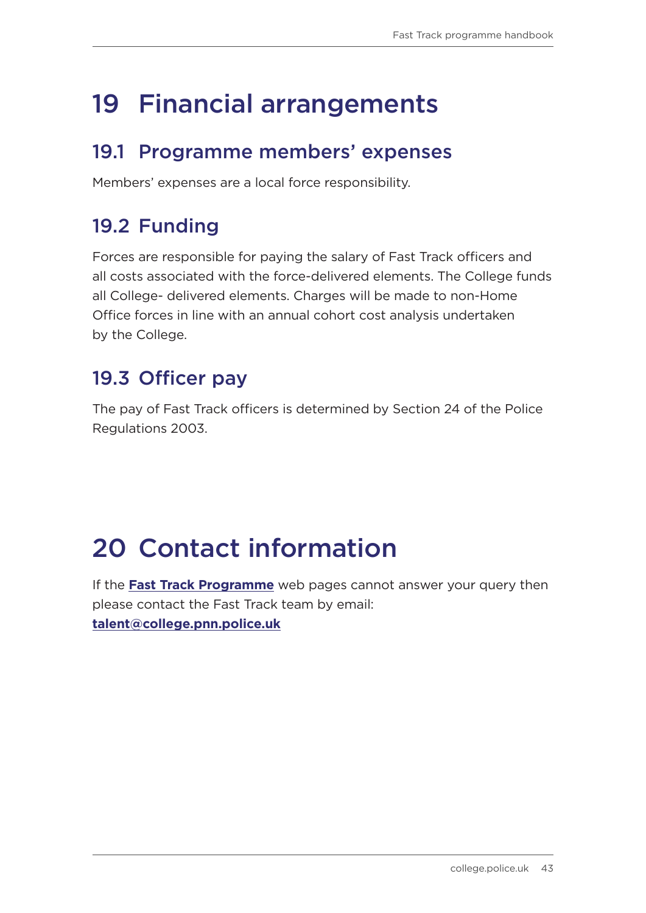# 19 Financial arrangements

## 19.1 Programme members' expenses

Members' expenses are a local force responsibility.

## 19.2 Funding

Forces are responsible for paying the salary of Fast Track officers and all costs associated with the force-delivered elements. The College funds all College- delivered elements. Charges will be made to non-Home Office forces in line with an annual cohort cost analysis undertaken by the College.

## 19.3 Officer pay

The pay of Fast Track officers is determined by Section 24 of the Police Regulations 2003.

# 20 Contact information

If the **Fast Track Programme** web pages cannot answer your query then please contact the Fast Track team by email: **talent@college.pnn.police.uk**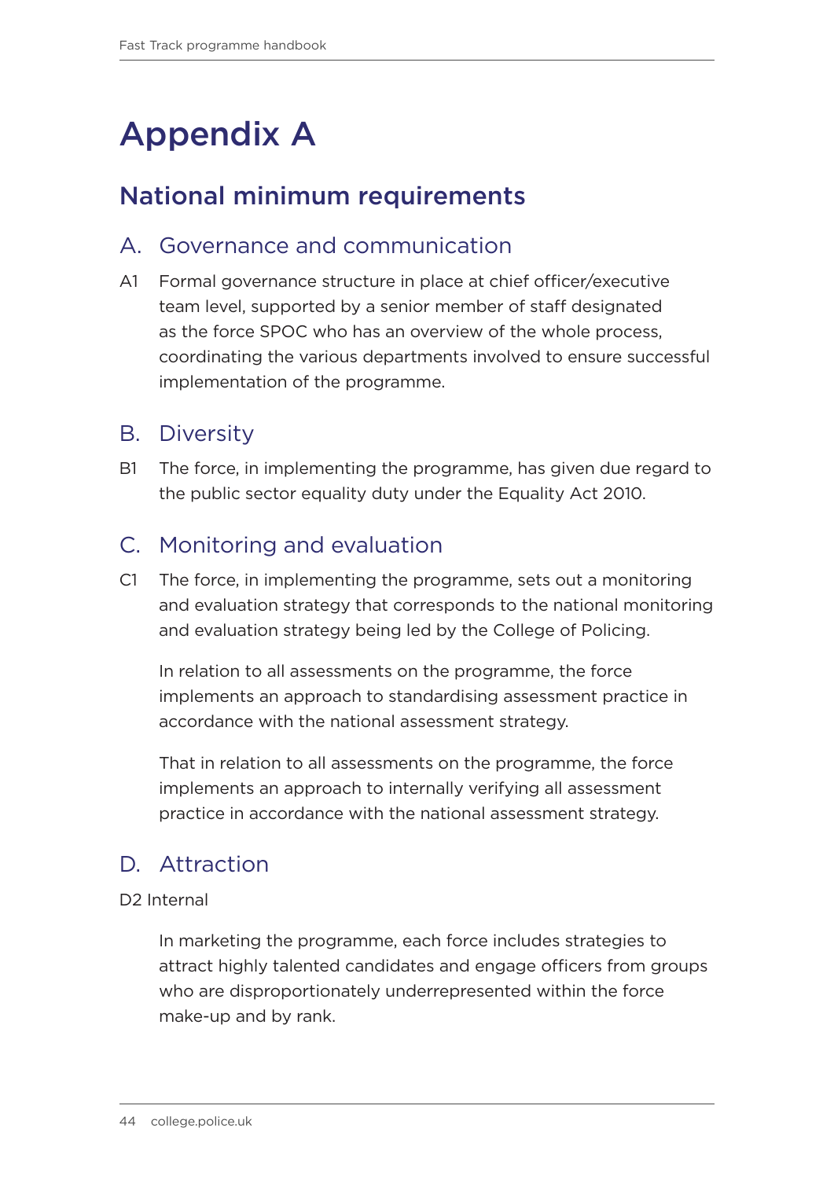# Appendix A

## National minimum requirements

### A. Governance and communication

A1 Formal governance structure in place at chief officer/executive team level, supported by a senior member of staff designated as the force SPOC who has an overview of the whole process, coordinating the various departments involved to ensure successful implementation of the programme.

### B. Diversity

B1 The force, in implementing the programme, has given due regard to the public sector equality duty under the Equality Act 2010.

### C. Monitoring and evaluation

C1 The force, in implementing the programme, sets out a monitoring and evaluation strategy that corresponds to the national monitoring and evaluation strategy being led by the College of Policing.

In relation to all assessments on the programme, the force implements an approach to standardising assessment practice in accordance with the national assessment strategy.

That in relation to all assessments on the programme, the force implements an approach to internally verifying all assessment practice in accordance with the national assessment strategy.

### D. Attraction

D2 Internal

In marketing the programme, each force includes strategies to attract highly talented candidates and engage officers from groups who are disproportionately underrepresented within the force make-up and by rank.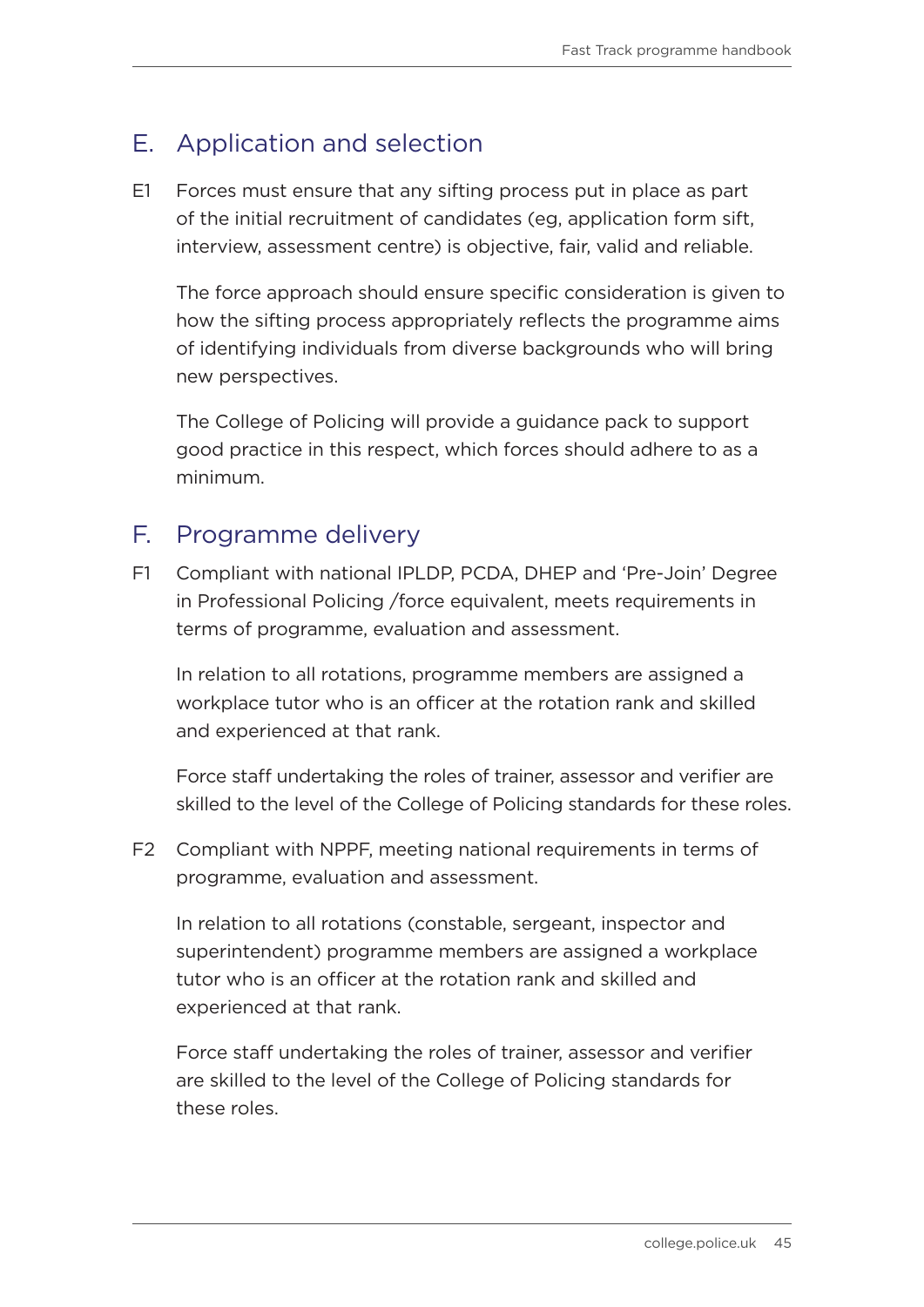## E. Application and selection

E1 Forces must ensure that any sifting process put in place as part of the initial recruitment of candidates (eg, application form sift, interview, assessment centre) is objective, fair, valid and reliable.

The force approach should ensure specific consideration is given to how the sifting process appropriately reflects the programme aims of identifying individuals from diverse backgrounds who will bring new perspectives.

The College of Policing will provide a guidance pack to support good practice in this respect, which forces should adhere to as a minimum.

## F. Programme delivery

F1 Compliant with national IPLDP, PCDA, DHEP and 'Pre-Join' Degree in Professional Policing /force equivalent, meets requirements in terms of programme, evaluation and assessment.

In relation to all rotations, programme members are assigned a workplace tutor who is an officer at the rotation rank and skilled and experienced at that rank.

Force staff undertaking the roles of trainer, assessor and verifier are skilled to the level of the College of Policing standards for these roles.

F2 Compliant with NPPF, meeting national requirements in terms of programme, evaluation and assessment.

In relation to all rotations (constable, sergeant, inspector and superintendent) programme members are assigned a workplace tutor who is an officer at the rotation rank and skilled and experienced at that rank.

Force staff undertaking the roles of trainer, assessor and verifier are skilled to the level of the College of Policing standards for these roles.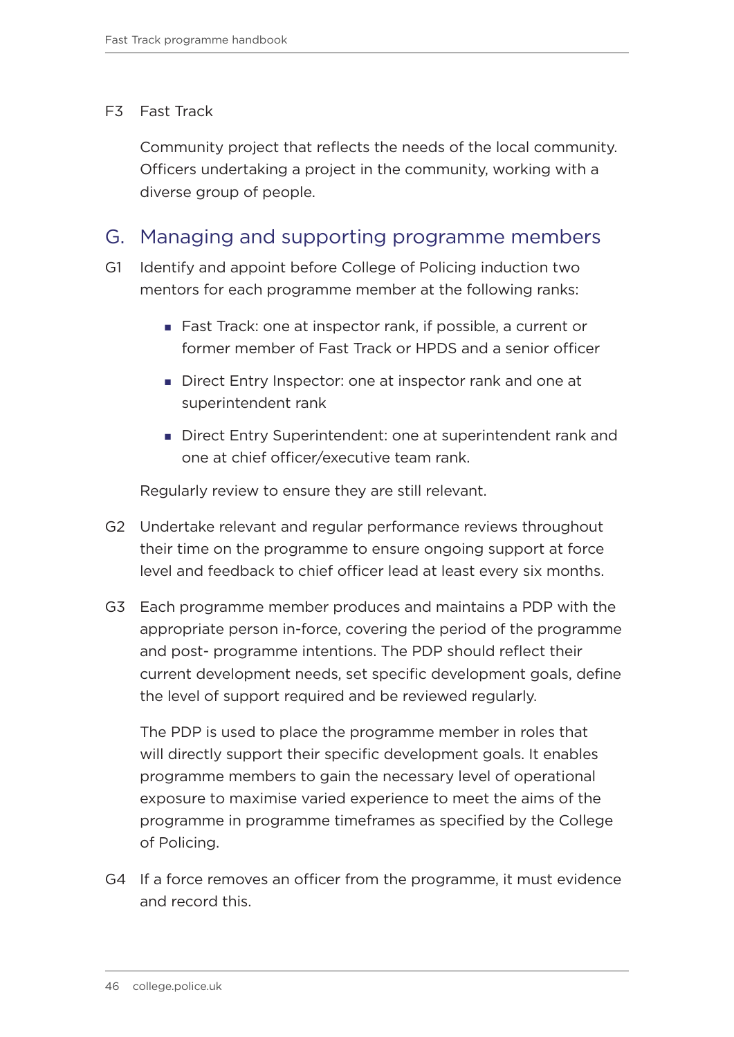F3 Fast Track

Community project that reflects the needs of the local community. Officers undertaking a project in the community, working with a diverse group of people.

## G. Managing and supporting programme members

G1 Identify and appoint before College of Policing induction two mentors for each programme member at the following ranks:

- Fast Track: one at inspector rank, if possible, a current or former member of Fast Track or HPDS and a senior officer
- Direct Entry Inspector: one at inspector rank and one at superintendent rank
- Direct Entry Superintendent: one at superintendent rank and one at chief officer/executive team rank.

Regularly review to ensure they are still relevant.

G2 Undertake relevant and regular performance reviews throughout their time on the programme to ensure ongoing support at force level and feedback to chief officer lead at least every six months.

G3 Each programme member produces and maintains a PDP with the appropriate person in-force, covering the period of the programme and post- programme intentions. The PDP should reflect their current development needs, set specific development goals, define the level of support required and be reviewed regularly.

The PDP is used to place the programme member in roles that will directly support their specific development goals. It enables programme members to gain the necessary level of operational exposure to maximise varied experience to meet the aims of the programme in programme timeframes as specified by the College of Policing.

G4 If a force removes an officer from the programme, it must evidence and record this.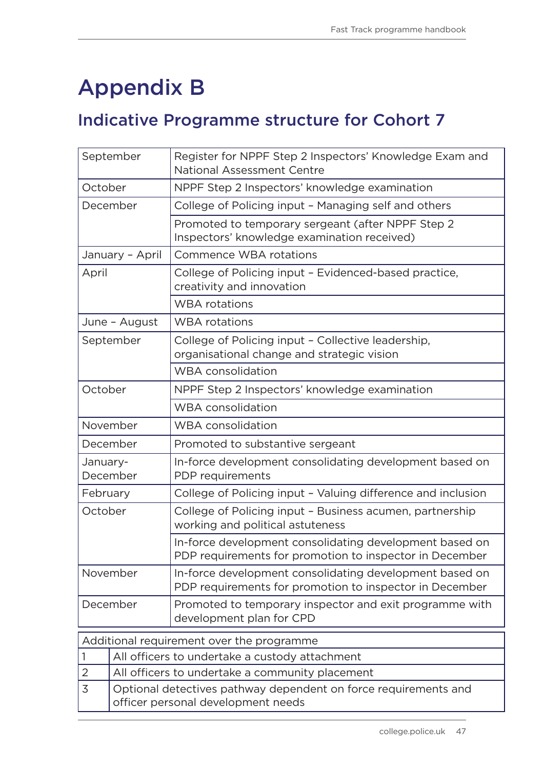# Appendix B

## Indicative Programme structure for Cohort 7

| | |
|---|---|
| September | Register for NPPF Step 2 Inspectors' Knowledge Exam and National Assessment Centre |
| October | NPPF Step 2 Inspectors' knowledge examination |
| December | College of Policing input – Managing self and others |
| | Promoted to temporary sergeant (after NPPF Step 2 Inspectors' knowledge examination received) |
| January – April | Commence WBA rotations |
| April | College of Policing input – Evidenced-based practice, creativity and innovation |
| | WBA rotations |
| June – August | WBA rotations |
| September | College of Policing input – Collective leadership, organisational change and strategic vision |
| | WBA consolidation |
| October | NPPF Step 2 Inspectors' knowledge examination |
| | WBA consolidation |
| November | WBA consolidation |
| December | Promoted to substantive sergeant |
| January-December | In-force development consolidating development based on PDP requirements |
| February | College of Policing input – Valuing difference and inclusion |
| October | College of Policing input – Business acumen, partnership working and political astuteness |
| | In-force development consolidating development based on PDP requirements for promotion to inspector in December |
| November | In-force development consolidating development based on PDP requirements for promotion to inspector in December |
| December | Promoted to temporary inspector and exit programme with development plan for CPD |

| Additional requirement over the programme | |
|---|---|
| 1 | All officers to undertake a custody attachment |
| 2 | All officers to undertake a community placement |
| 3 | Optional detectives pathway dependent on force requirements and officer personal development needs |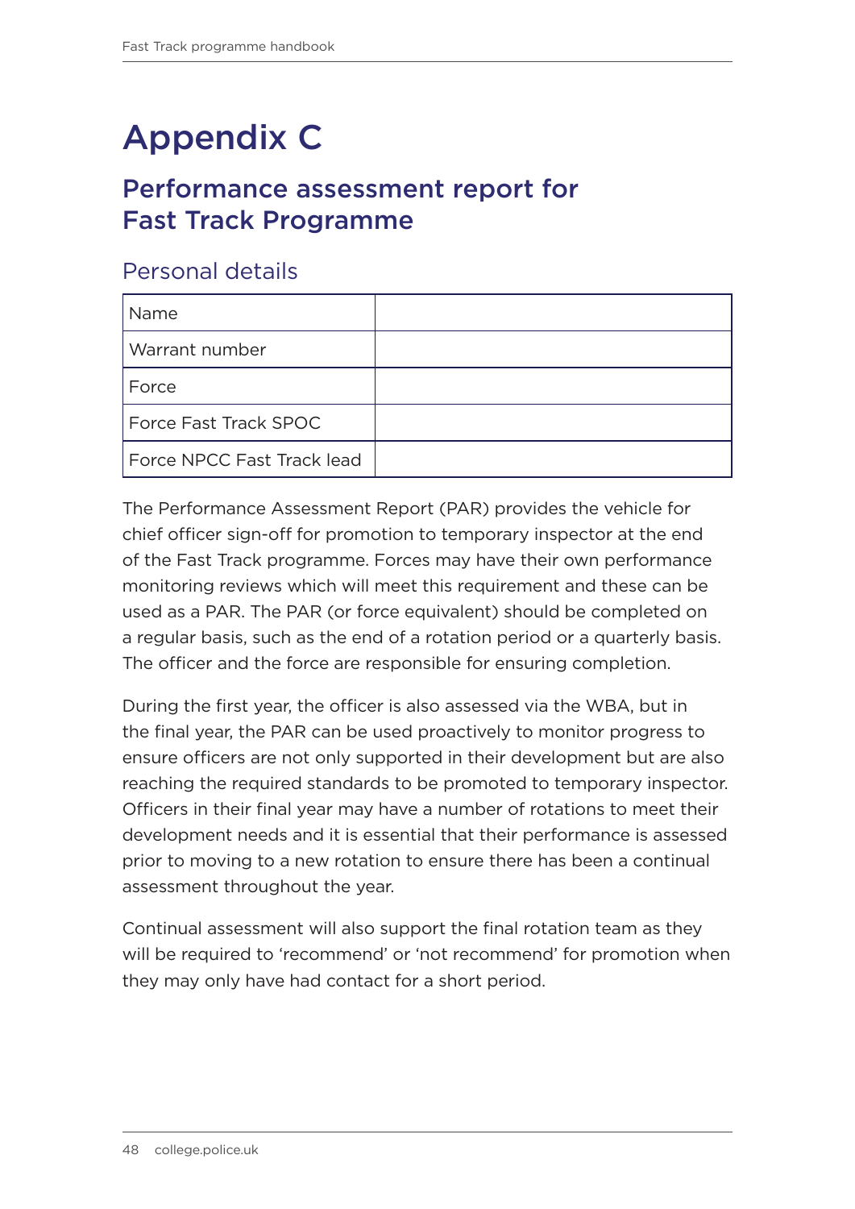# Appendix C

## Performance assessment report for Fast Track Programme

### Personal details

| Name | |
|---|---|
| Warrant number | |
| Force | |
| Force Fast Track SPOC | |
| Force NPCC Fast Track lead | |

The Performance Assessment Report (PAR) provides the vehicle for chief officer sign-off for promotion to temporary inspector at the end of the Fast Track programme. Forces may have their own performance monitoring reviews which will meet this requirement and these can be used as a PAR. The PAR (or force equivalent) should be completed on a regular basis, such as the end of a rotation period or a quarterly basis. The officer and the force are responsible for ensuring completion.

During the first year, the officer is also assessed via the WBA, but in the final year, the PAR can be used proactively to monitor progress to ensure officers are not only supported in their development but are also reaching the required standards to be promoted to temporary inspector. Officers in their final year may have a number of rotations to meet their development needs and it is essential that their performance is assessed prior to moving to a new rotation to ensure there has been a continual assessment throughout the year.

Continual assessment will also support the final rotation team as they will be required to 'recommend' or 'not recommend' for promotion when they may only have had contact for a short period.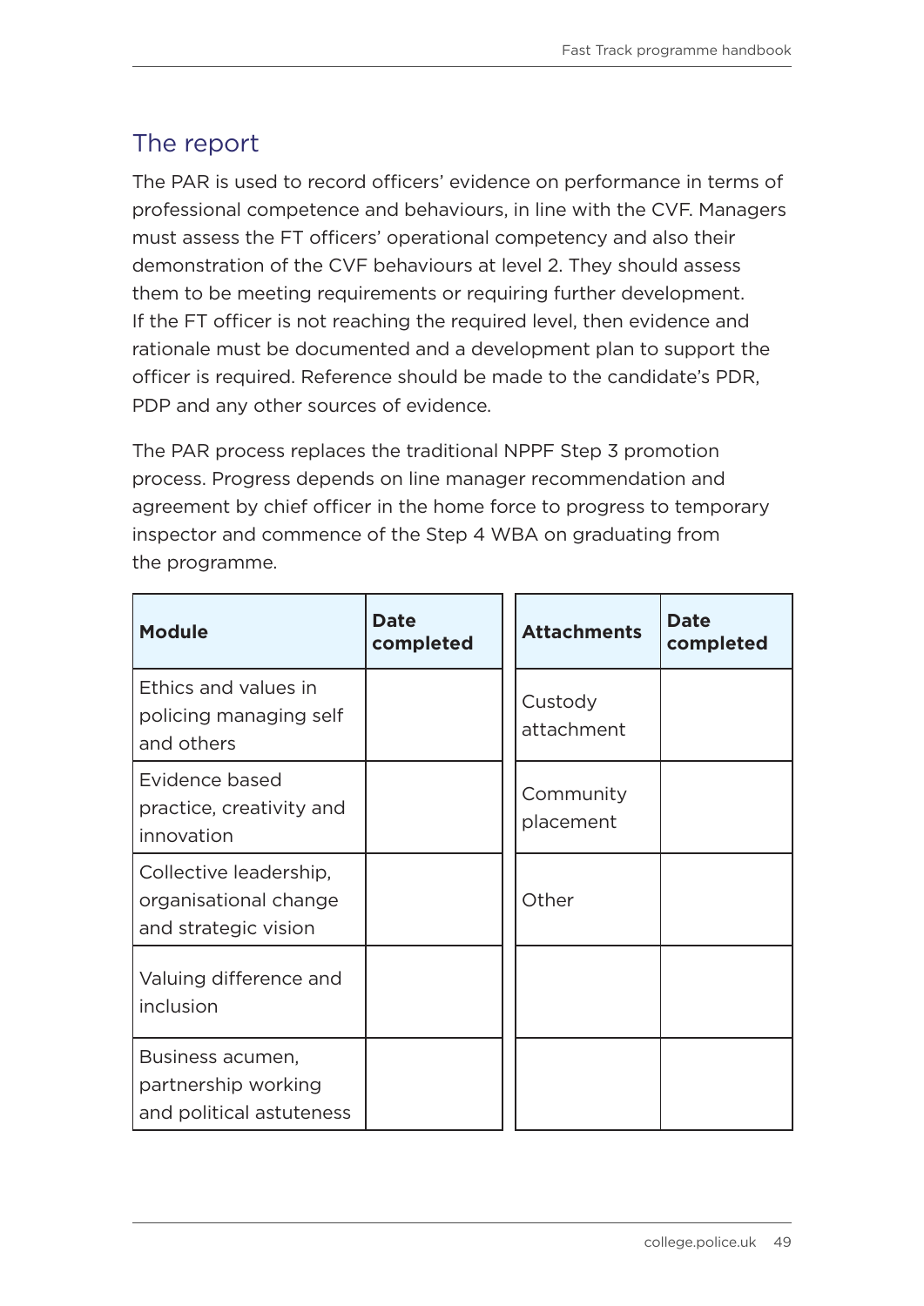## The report

The PAR is used to record officers' evidence on performance in terms of professional competence and behaviours, in line with the CVF. Managers must assess the FT officers' operational competency and also their demonstration of the CVF behaviours at level 2. They should assess them to be meeting requirements or requiring further development. If the FT officer is not reaching the required level, then evidence and rationale must be documented and a development plan to support the officer is required. Reference should be made to the candidate's PDR, PDP and any other sources of evidence.

The PAR process replaces the traditional NPPF Step 3 promotion process. Progress depends on line manager recommendation and agreement by chief officer in the home force to progress to temporary inspector and commence of the Step 4 WBA on graduating from the programme.

| Module | Date completed |
|---|---|
| Ethics and values in policing managing self and others | |
| Evidence based practice, creativity and innovation | |
| Collective leadership, organisational change and strategic vision | |
| Valuing difference and inclusion | |
| Business acumen, partnership working and political astuteness | |

| Attachments | Date completed |
|---|---|
| Custody attachment | |
| Community placement | |
| Other | |
| | |
| | |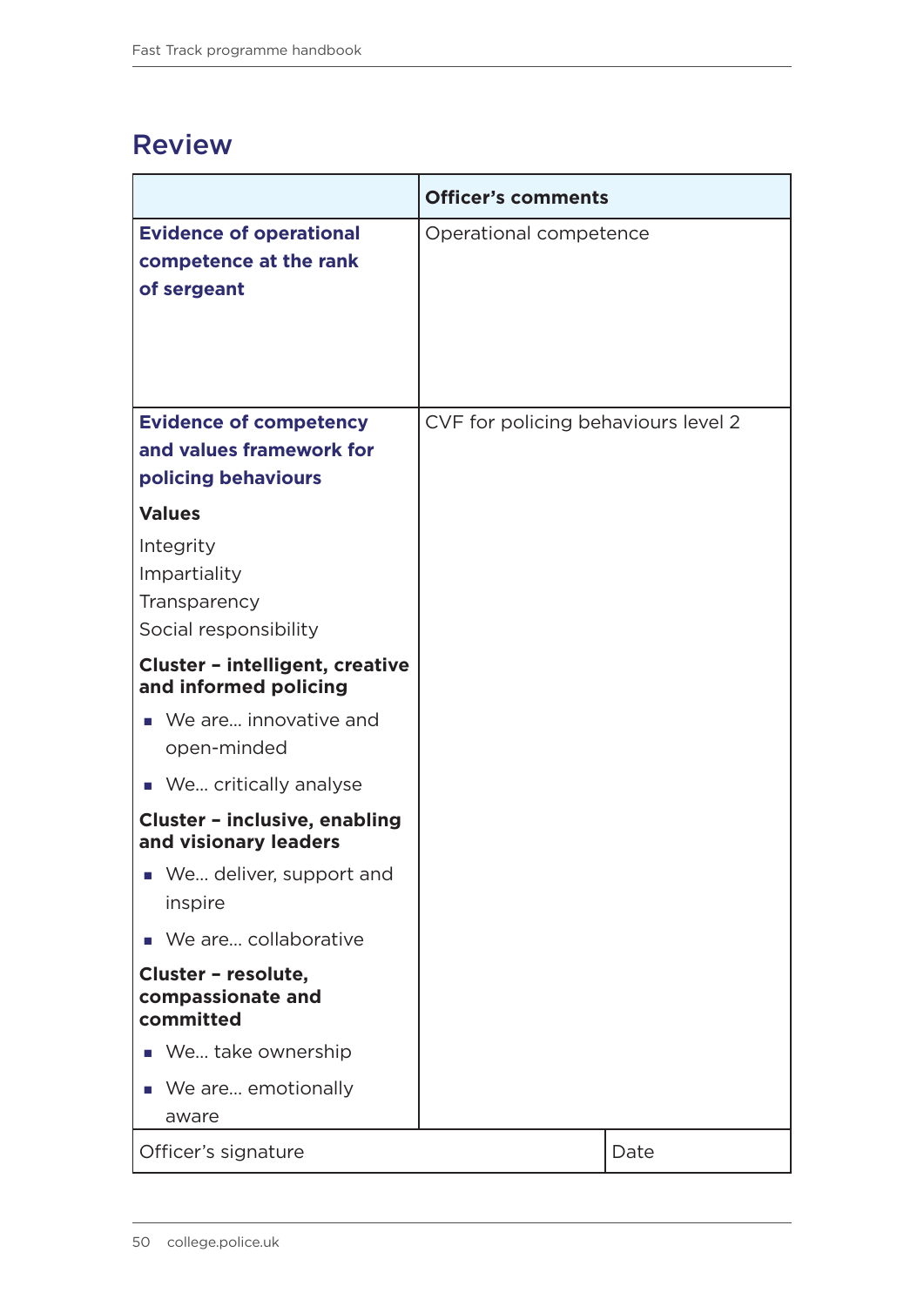## Review

| | Officer's comments |
|---|---|
| **Evidence of operational competence at the rank of sergeant** | Operational competence |
| **Evidence of competency and values framework for policing behaviours**<br><br>**Values**<br>Integrity<br>Impartiality<br>Transparency<br>Social responsibility<br><br>**Cluster – intelligent, creative and informed policing**<br>- We are… innovative and open-minded<br>- We… critically analyse<br><br>**Cluster – inclusive, enabling and visionary leaders**<br>- We… deliver, support and inspire<br>- We are… collaborative<br><br>**Cluster – resolute, compassionate and committed**<br>- We… take ownership<br>- We are… emotionally aware | CVF for policing behaviours level 2 |
| Officer's signature | Date |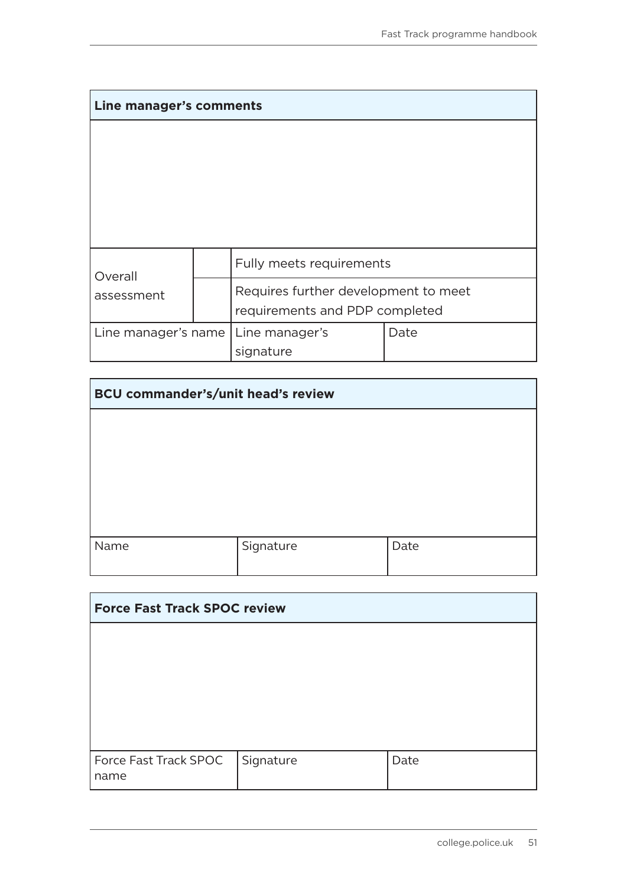| Line manager's comments | | | |
|---|---|---|---|
| | | | |
| Overall assessment | | Fully meets requirements | |
| | | Requires further development to meet requirements and PDP completed | |
| Line manager's name | | Line manager's signature | Date |

| BCU commander's/unit head's review | | |
|---|---|---|
| | | |
| Name | Signature | Date |

| Force Fast Track SPOC review | | |
|---|---|---|
| | | |
| Force Fast Track SPOC name | Signature | Date |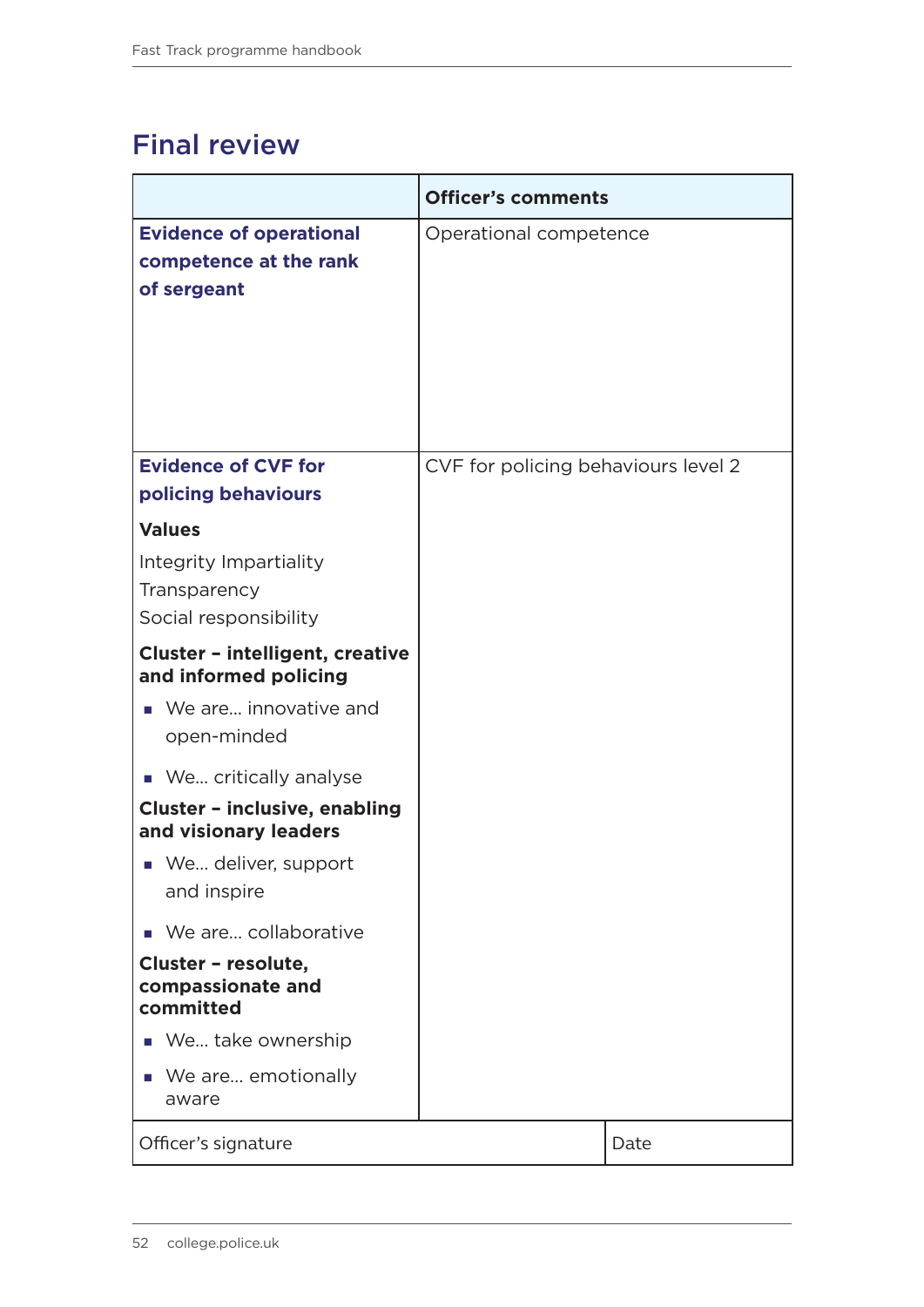## Final review

| | Officer's comments |
|---|---|
| **Evidence of operational competence at the rank of sergeant** | Operational competence |
| **Evidence of CVF for policing behaviours**<br><br>**Values**<br><br>Integrity Impartiality<br>Transparency<br>Social responsibility<br><br>**Cluster – intelligent, creative and informed policing**<br>- We are… innovative and open-minded<br>- We… critically analyse<br><br>**Cluster – inclusive, enabling and visionary leaders**<br>- We… deliver, support and inspire<br>- We are… collaborative<br><br>**Cluster – resolute, compassionate and committed**<br>- We… take ownership<br>- We are… emotionally aware | CVF for policing behaviours level 2 |

| Officer's signature | Date |
|---|---|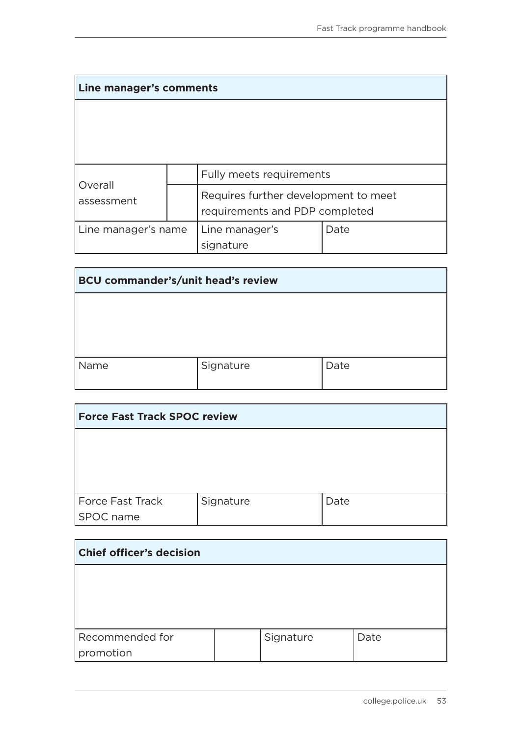| Line manager's comments | | | |
|---|---|---|---|
| | | | |
| Overall assessment | | Fully meets requirements | |
| | | Requires further development to meet requirements and PDP completed | |
| Line manager's name | | Line manager's signature | Date |

| BCU commander's/unit head's review | | |
|---|---|---|
| | | |
| Name | Signature | Date |

| Force Fast Track SPOC review | | |
|---|---|---|
| | | |
| Force Fast Track SPOC name | Signature | Date |

| Chief officer's decision | | | |
|---|---|---|---|
| | | | |
| Recommended for promotion | | Signature | Date |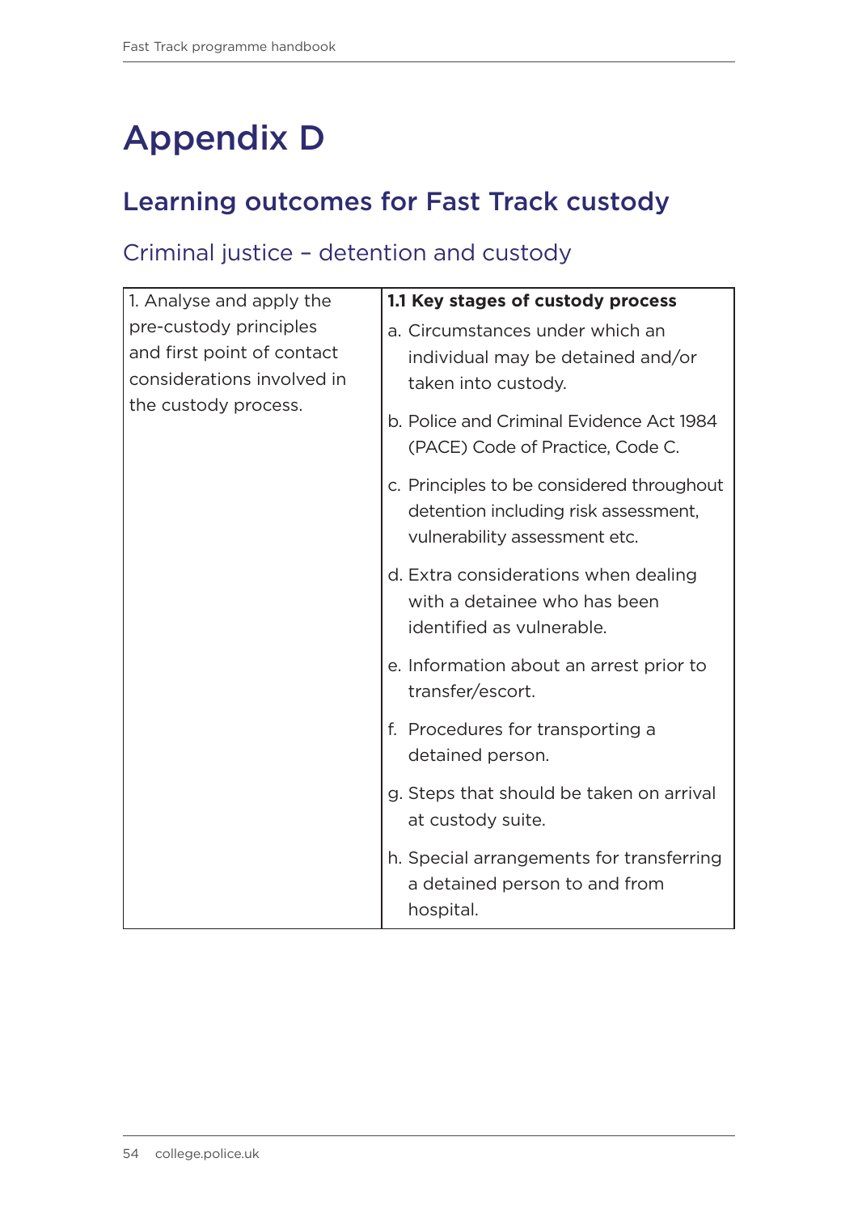# Appendix D

## Learning outcomes for Fast Track custody

### Criminal justice – detention and custody

| | |
|---|---|
| 1. Analyse and apply the pre-custody principles and first point of contact considerations involved in the custody process. | **1.1 Key stages of custody process**<br>a. Circumstances under which an individual may be detained and/or taken into custody.<br>b. Police and Criminal Evidence Act 1984 (PACE) Code of Practice, Code C.<br>c. Principles to be considered throughout detention including risk assessment, vulnerability assessment etc.<br>d. Extra considerations when dealing with a detainee who has been identified as vulnerable.<br>e. Information about an arrest prior to transfer/escort.<br>f. Procedures for transporting a detained person.<br>g. Steps that should be taken on arrival at custody suite.<br>h. Special arrangements for transferring a detained person to and from hospital. |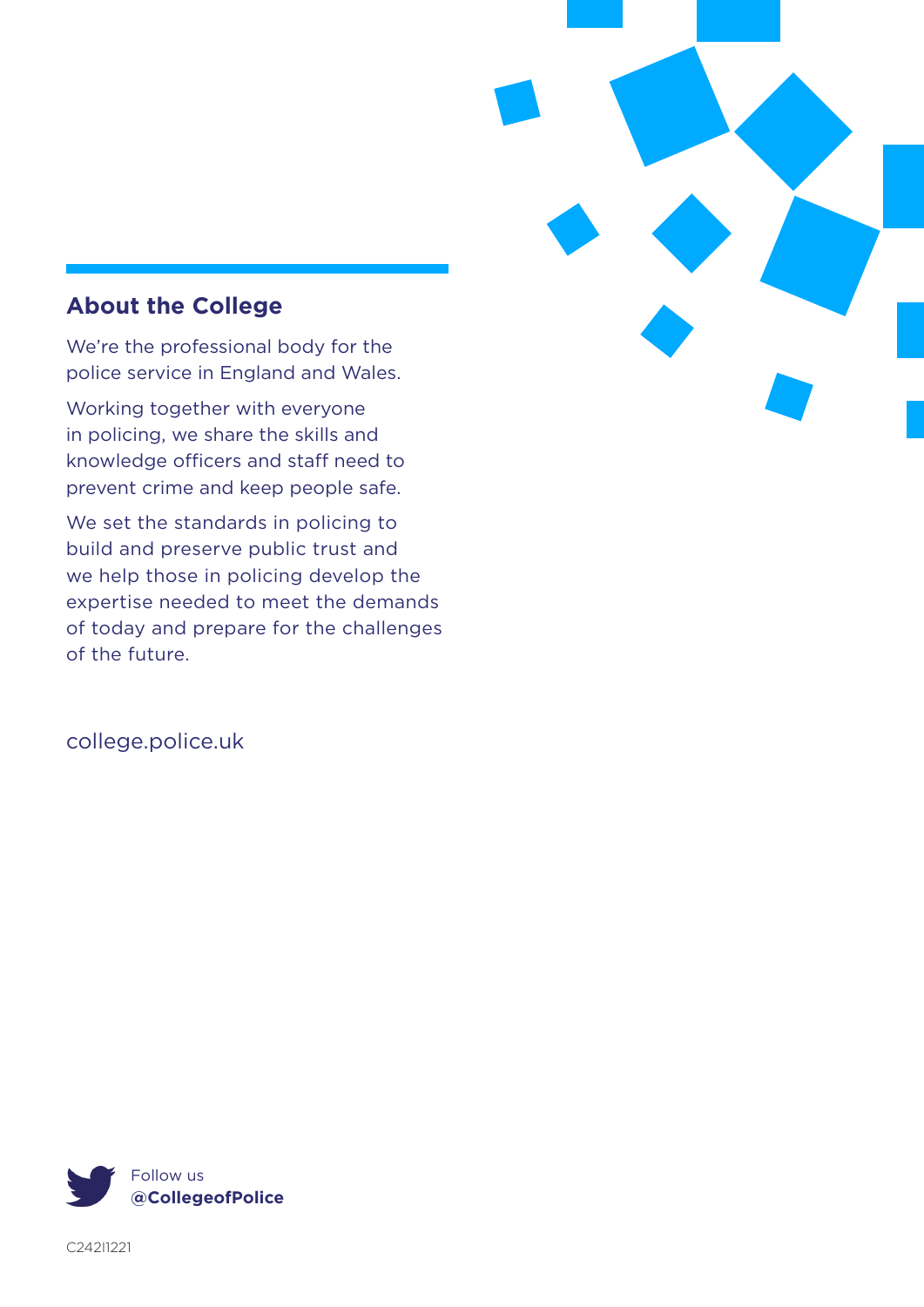## About the College

We're the professional body for the police service in England and Wales.

Working together with everyone in policing, we share the skills and knowledge officers and staff need to prevent crime and keep people safe.

We set the standards in policing to build and preserve public trust and we help those in policing develop the expertise needed to meet the demands of today and prepare for the challenges of the future.

college.police.uk

Follow us
**@CollegeofPolice**

C242I1221